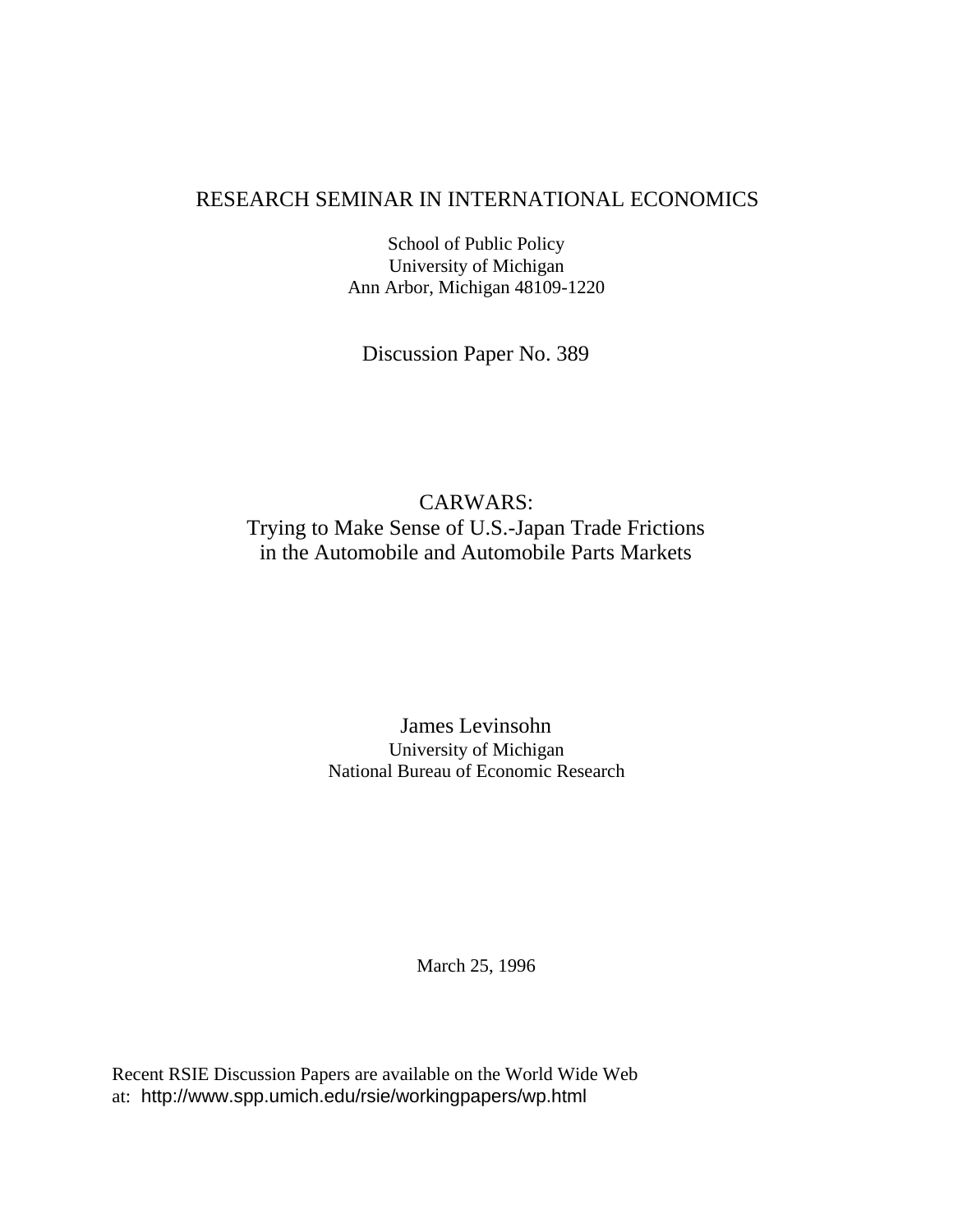RESEARCH SEMINAR IN INTERNATIONAL ECONOMICS

School of Public Policy
University of Michigan
Ann Arbor, Michigan 48109-1220

Discussion Paper No. 389

# CARWARS:
# Trying to Make Sense of U.S.-Japan Trade Frictions in the Automobile and Automobile Parts Markets

James Levinsohn
University of Michigan
National Bureau of Economic Research

March 25, 1996

Recent RSIE Discussion Papers are available on the World Wide Web at: http://www.spp.umich.edu/rsie/workingpapers/wp.html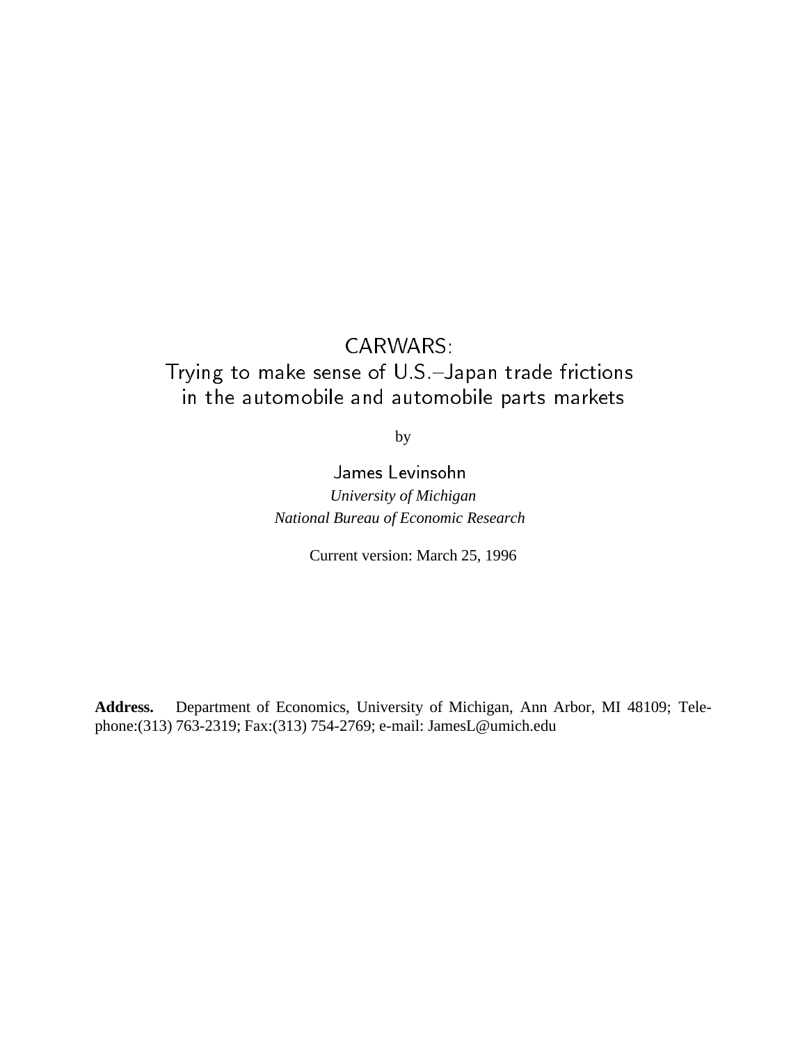# CARWARS:
# Trying to make sense of U.S.–Japan trade frictions in the automobile and automobile parts markets

by

James Levinsohn

*University of Michigan*

*National Bureau of Economic Research*

Current version: March 25, 1996

**Address.** Department of Economics, University of Michigan, Ann Arbor, MI 48109; Telephone:(313) 763-2319; Fax:(313) 754-2769; e-mail: JamesL@umich.edu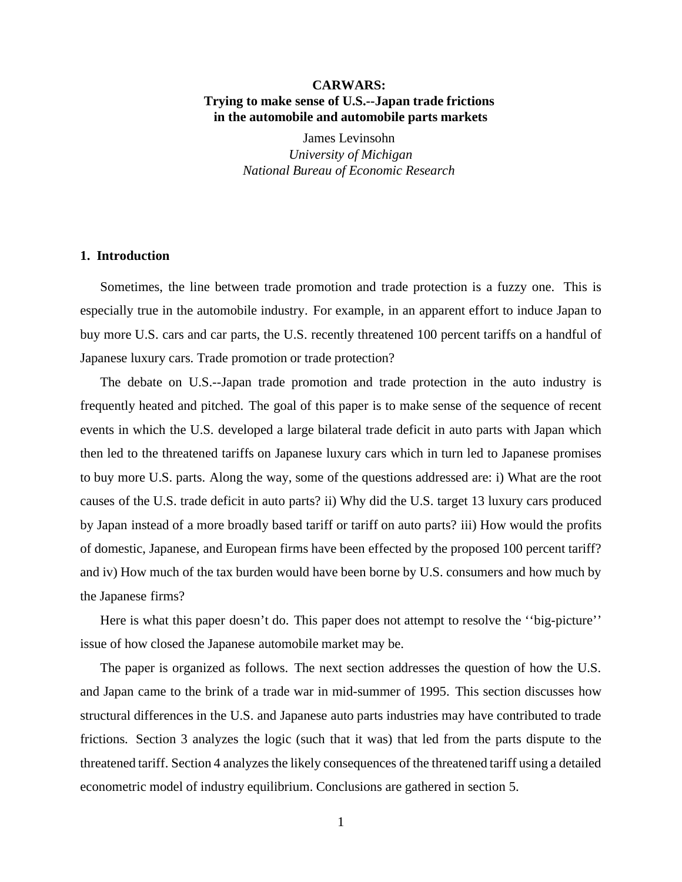**CARWARS:**
**Trying to make sense of U.S.--Japan trade frictions in the automobile and automobile parts markets**

James Levinsohn
*University of Michigan*
*National Bureau of Economic Research*

## 1. Introduction

Sometimes, the line between trade promotion and trade protection is a fuzzy one. This is especially true in the automobile industry. For example, in an apparent effort to induce Japan to buy more U.S. cars and car parts, the U.S. recently threatened 100 percent tariffs on a handful of Japanese luxury cars. Trade promotion or trade protection?

The debate on U.S.--Japan trade promotion and trade protection in the auto industry is frequently heated and pitched. The goal of this paper is to make sense of the sequence of recent events in which the U.S. developed a large bilateral trade deficit in auto parts with Japan which then led to the threatened tariffs on Japanese luxury cars which in turn led to Japanese promises to buy more U.S. parts. Along the way, some of the questions addressed are: i) What are the root causes of the U.S. trade deficit in auto parts? ii) Why did the U.S. target 13 luxury cars produced by Japan instead of a more broadly based tariff or tariff on auto parts? iii) How would the profits of domestic, Japanese, and European firms have been effected by the proposed 100 percent tariff? and iv) How much of the tax burden would have been borne by U.S. consumers and how much by the Japanese firms?

Here is what this paper doesn't do. This paper does not attempt to resolve the ''big-picture'' issue of how closed the Japanese automobile market may be.

The paper is organized as follows. The next section addresses the question of how the U.S. and Japan came to the brink of a trade war in mid-summer of 1995. This section discusses how structural differences in the U.S. and Japanese auto parts industries may have contributed to trade frictions. Section 3 analyzes the logic (such that it was) that led from the parts dispute to the threatened tariff. Section 4 analyzes the likely consequences of the threatened tariff using a detailed econometric model of industry equilibrium. Conclusions are gathered in section 5.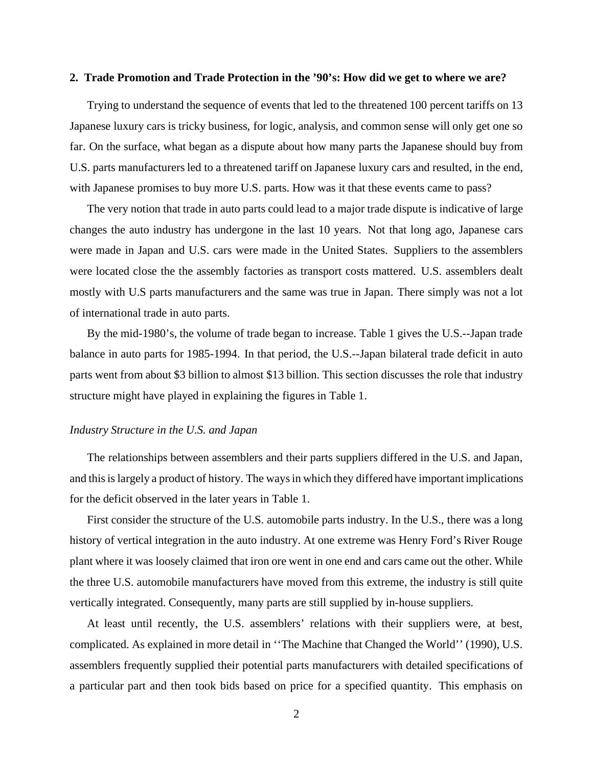## 2. Trade Promotion and Trade Protection in the '90's: How did we get to where we are?

Trying to understand the sequence of events that led to the threatened 100 percent tariffs on 13 Japanese luxury cars is tricky business, for logic, analysis, and common sense will only get one so far. On the surface, what began as a dispute about how many parts the Japanese should buy from U.S. parts manufacturers led to a threatened tariff on Japanese luxury cars and resulted, in the end, with Japanese promises to buy more U.S. parts. How was it that these events came to pass?

The very notion that trade in auto parts could lead to a major trade dispute is indicative of large changes the auto industry has undergone in the last 10 years. Not that long ago, Japanese cars were made in Japan and U.S. cars were made in the United States. Suppliers to the assemblers were located close the the assembly factories as transport costs mattered. U.S. assemblers dealt mostly with U.S parts manufacturers and the same was true in Japan. There simply was not a lot of international trade in auto parts.

By the mid-1980's, the volume of trade began to increase. Table 1 gives the U.S.--Japan trade balance in auto parts for 1985-1994. In that period, the U.S.--Japan bilateral trade deficit in auto parts went from about \$3 billion to almost \$13 billion. This section discusses the role that industry structure might have played in explaining the figures in Table 1.

*Industry Structure in the U.S. and Japan*

The relationships between assemblers and their parts suppliers differed in the U.S. and Japan, and this is largely a product of history. The ways in which they differed have important implications for the deficit observed in the later years in Table 1.

First consider the structure of the U.S. automobile parts industry. In the U.S., there was a long history of vertical integration in the auto industry. At one extreme was Henry Ford's River Rouge plant where it was loosely claimed that iron ore went in one end and cars came out the other. While the three U.S. automobile manufacturers have moved from this extreme, the industry is still quite vertically integrated. Consequently, many parts are still supplied by in-house suppliers.

At least until recently, the U.S. assemblers' relations with their suppliers were, at best, complicated. As explained in more detail in ''The Machine that Changed the World'' (1990), U.S. assemblers frequently supplied their potential parts manufacturers with detailed specifications of a particular part and then took bids based on price for a specified quantity. This emphasis on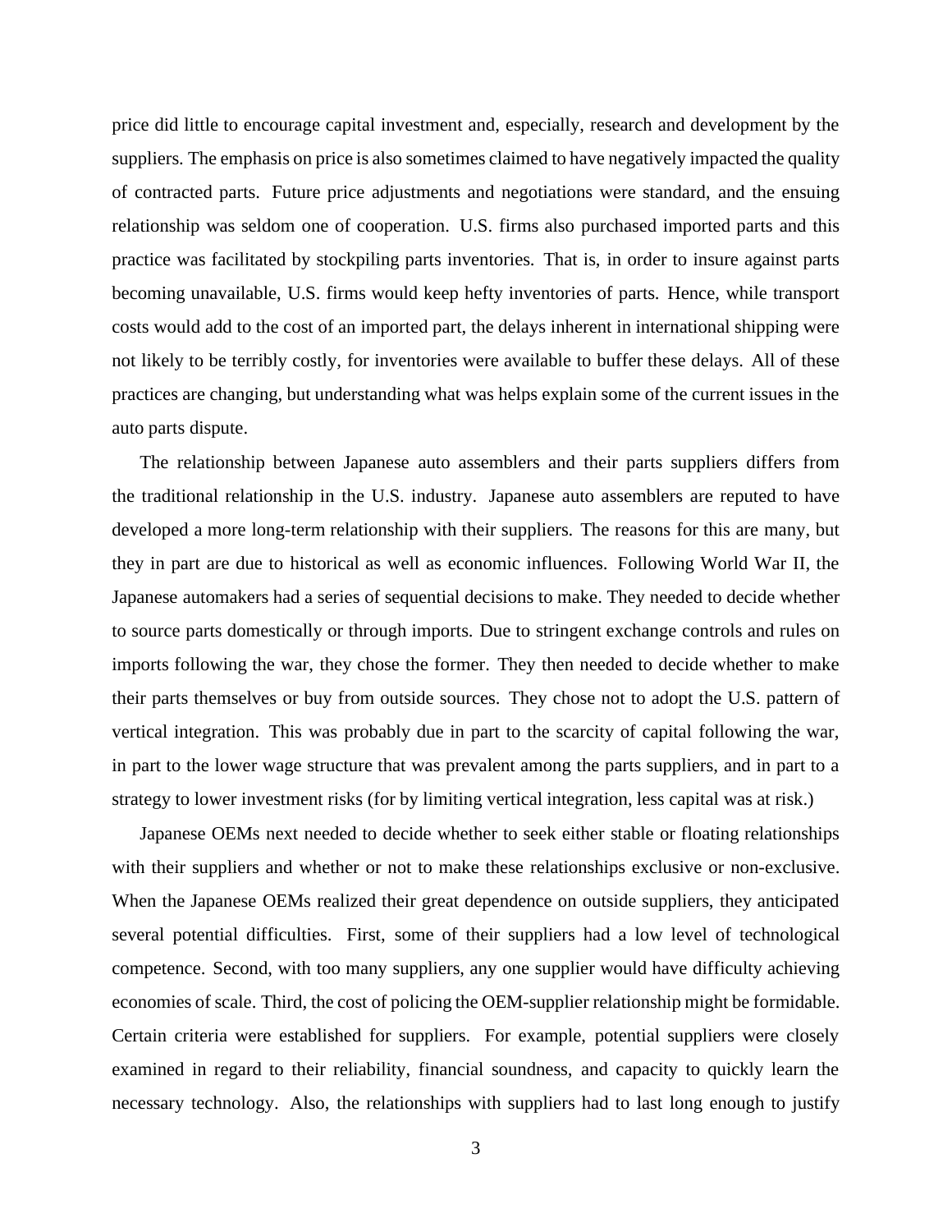price did little to encourage capital investment and, especially, research and development by the suppliers. The emphasis on price is also sometimes claimed to have negatively impacted the quality of contracted parts. Future price adjustments and negotiations were standard, and the ensuing relationship was seldom one of cooperation. U.S. firms also purchased imported parts and this practice was facilitated by stockpiling parts inventories. That is, in order to insure against parts becoming unavailable, U.S. firms would keep hefty inventories of parts. Hence, while transport costs would add to the cost of an imported part, the delays inherent in international shipping were not likely to be terribly costly, for inventories were available to buffer these delays. All of these practices are changing, but understanding what was helps explain some of the current issues in the auto parts dispute.

The relationship between Japanese auto assemblers and their parts suppliers differs from the traditional relationship in the U.S. industry. Japanese auto assemblers are reputed to have developed a more long-term relationship with their suppliers. The reasons for this are many, but they in part are due to historical as well as economic influences. Following World War II, the Japanese automakers had a series of sequential decisions to make. They needed to decide whether to source parts domestically or through imports. Due to stringent exchange controls and rules on imports following the war, they chose the former. They then needed to decide whether to make their parts themselves or buy from outside sources. They chose not to adopt the U.S. pattern of vertical integration. This was probably due in part to the scarcity of capital following the war, in part to the lower wage structure that was prevalent among the parts suppliers, and in part to a strategy to lower investment risks (for by limiting vertical integration, less capital was at risk.)

Japanese OEMs next needed to decide whether to seek either stable or floating relationships with their suppliers and whether or not to make these relationships exclusive or non-exclusive. When the Japanese OEMs realized their great dependence on outside suppliers, they anticipated several potential difficulties. First, some of their suppliers had a low level of technological competence. Second, with too many suppliers, any one supplier would have difficulty achieving economies of scale. Third, the cost of policing the OEM-supplier relationship might be formidable. Certain criteria were established for suppliers. For example, potential suppliers were closely examined in regard to their reliability, financial soundness, and capacity to quickly learn the necessary technology. Also, the relationships with suppliers had to last long enough to justify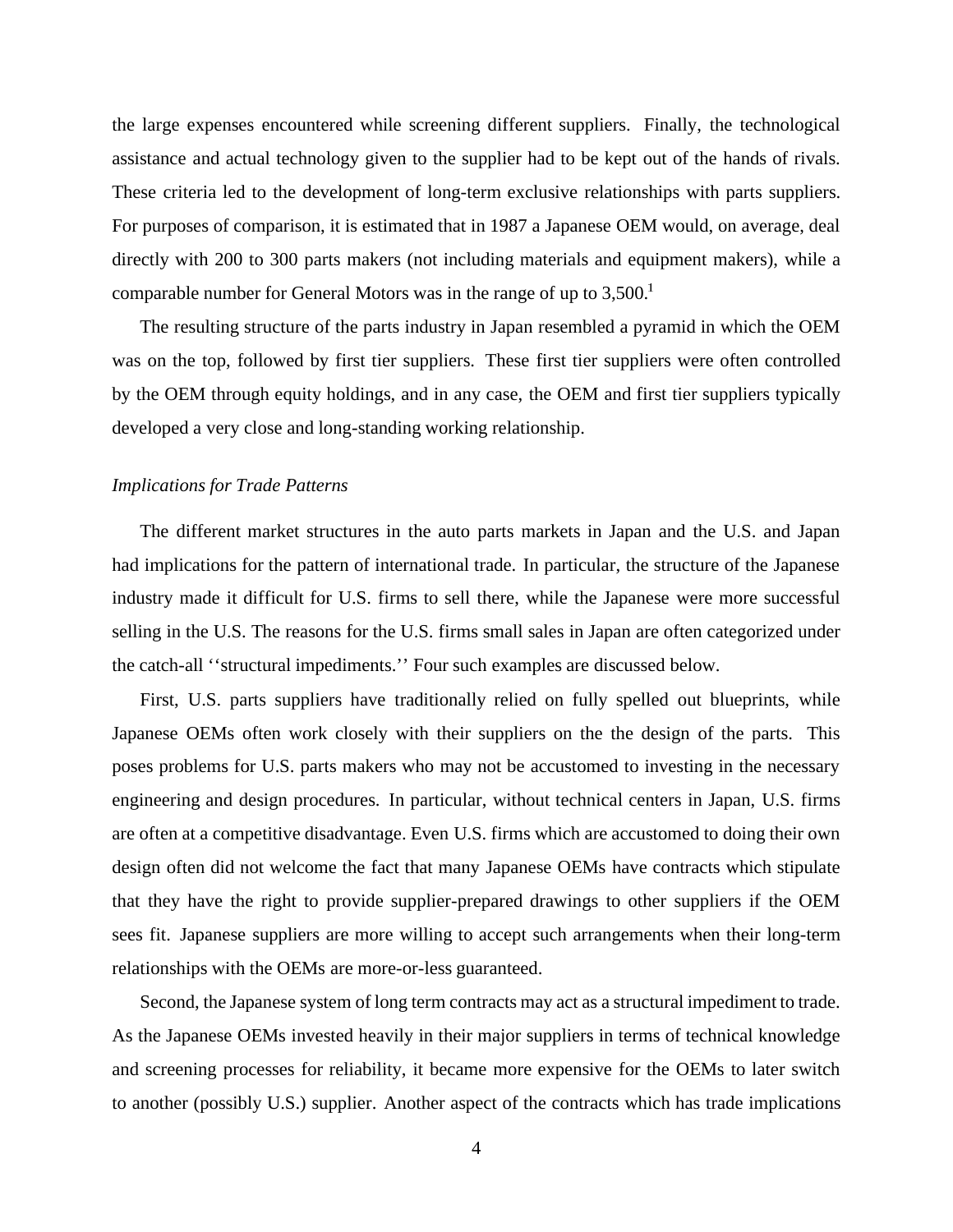the large expenses encountered while screening different suppliers. Finally, the technological assistance and actual technology given to the supplier had to be kept out of the hands of rivals. These criteria led to the development of long-term exclusive relationships with parts suppliers. For purposes of comparison, it is estimated that in 1987 a Japanese OEM would, on average, deal directly with 200 to 300 parts makers (not including materials and equipment makers), while a comparable number for General Motors was in the range of up to 3,500.[1]

The resulting structure of the parts industry in Japan resembled a pyramid in which the OEM was on the top, followed by first tier suppliers. These first tier suppliers were often controlled by the OEM through equity holdings, and in any case, the OEM and first tier suppliers typically developed a very close and long-standing working relationship.

*Implications for Trade Patterns*

The different market structures in the auto parts markets in Japan and the U.S. and Japan had implications for the pattern of international trade. In particular, the structure of the Japanese industry made it difficult for U.S. firms to sell there, while the Japanese were more successful selling in the U.S. The reasons for the U.S. firms small sales in Japan are often categorized under the catch-all ''structural impediments.'' Four such examples are discussed below.

First, U.S. parts suppliers have traditionally relied on fully spelled out blueprints, while Japanese OEMs often work closely with their suppliers on the the design of the parts. This poses problems for U.S. parts makers who may not be accustomed to investing in the necessary engineering and design procedures. In particular, without technical centers in Japan, U.S. firms are often at a competitive disadvantage. Even U.S. firms which are accustomed to doing their own design often did not welcome the fact that many Japanese OEMs have contracts which stipulate that they have the right to provide supplier-prepared drawings to other suppliers if the OEM sees fit. Japanese suppliers are more willing to accept such arrangements when their long-term relationships with the OEMs are more-or-less guaranteed.

Second, the Japanese system of long term contracts may act as a structural impediment to trade. As the Japanese OEMs invested heavily in their major suppliers in terms of technical knowledge and screening processes for reliability, it became more expensive for the OEMs to later switch to another (possibly U.S.) supplier. Another aspect of the contracts which has trade implications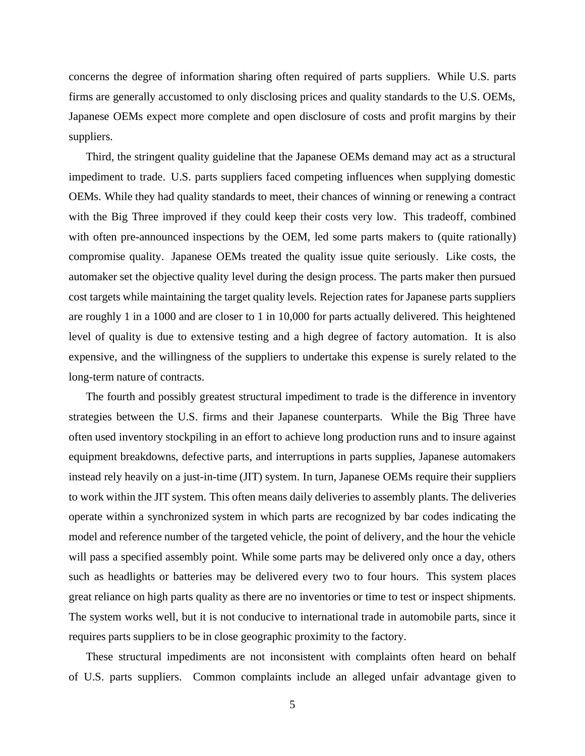concerns the degree of information sharing often required of parts suppliers. While U.S. parts firms are generally accustomed to only disclosing prices and quality standards to the U.S. OEMs, Japanese OEMs expect more complete and open disclosure of costs and profit margins by their suppliers.

Third, the stringent quality guideline that the Japanese OEMs demand may act as a structural impediment to trade. U.S. parts suppliers faced competing influences when supplying domestic OEMs. While they had quality standards to meet, their chances of winning or renewing a contract with the Big Three improved if they could keep their costs very low. This tradeoff, combined with often pre-announced inspections by the OEM, led some parts makers to (quite rationally) compromise quality. Japanese OEMs treated the quality issue quite seriously. Like costs, the automaker set the objective quality level during the design process. The parts maker then pursued cost targets while maintaining the target quality levels. Rejection rates for Japanese parts suppliers are roughly 1 in a 1000 and are closer to 1 in 10,000 for parts actually delivered. This heightened level of quality is due to extensive testing and a high degree of factory automation. It is also expensive, and the willingness of the suppliers to undertake this expense is surely related to the long-term nature of contracts.

The fourth and possibly greatest structural impediment to trade is the difference in inventory strategies between the U.S. firms and their Japanese counterparts. While the Big Three have often used inventory stockpiling in an effort to achieve long production runs and to insure against equipment breakdowns, defective parts, and interruptions in parts supplies, Japanese automakers instead rely heavily on a just-in-time (JIT) system. In turn, Japanese OEMs require their suppliers to work within the JIT system. This often means daily deliveries to assembly plants. The deliveries operate within a synchronized system in which parts are recognized by bar codes indicating the model and reference number of the targeted vehicle, the point of delivery, and the hour the vehicle will pass a specified assembly point. While some parts may be delivered only once a day, others such as headlights or batteries may be delivered every two to four hours. This system places great reliance on high parts quality as there are no inventories or time to test or inspect shipments. The system works well, but it is not conducive to international trade in automobile parts, since it requires parts suppliers to be in close geographic proximity to the factory.

These structural impediments are not inconsistent with complaints often heard on behalf of U.S. parts suppliers. Common complaints include an alleged unfair advantage given to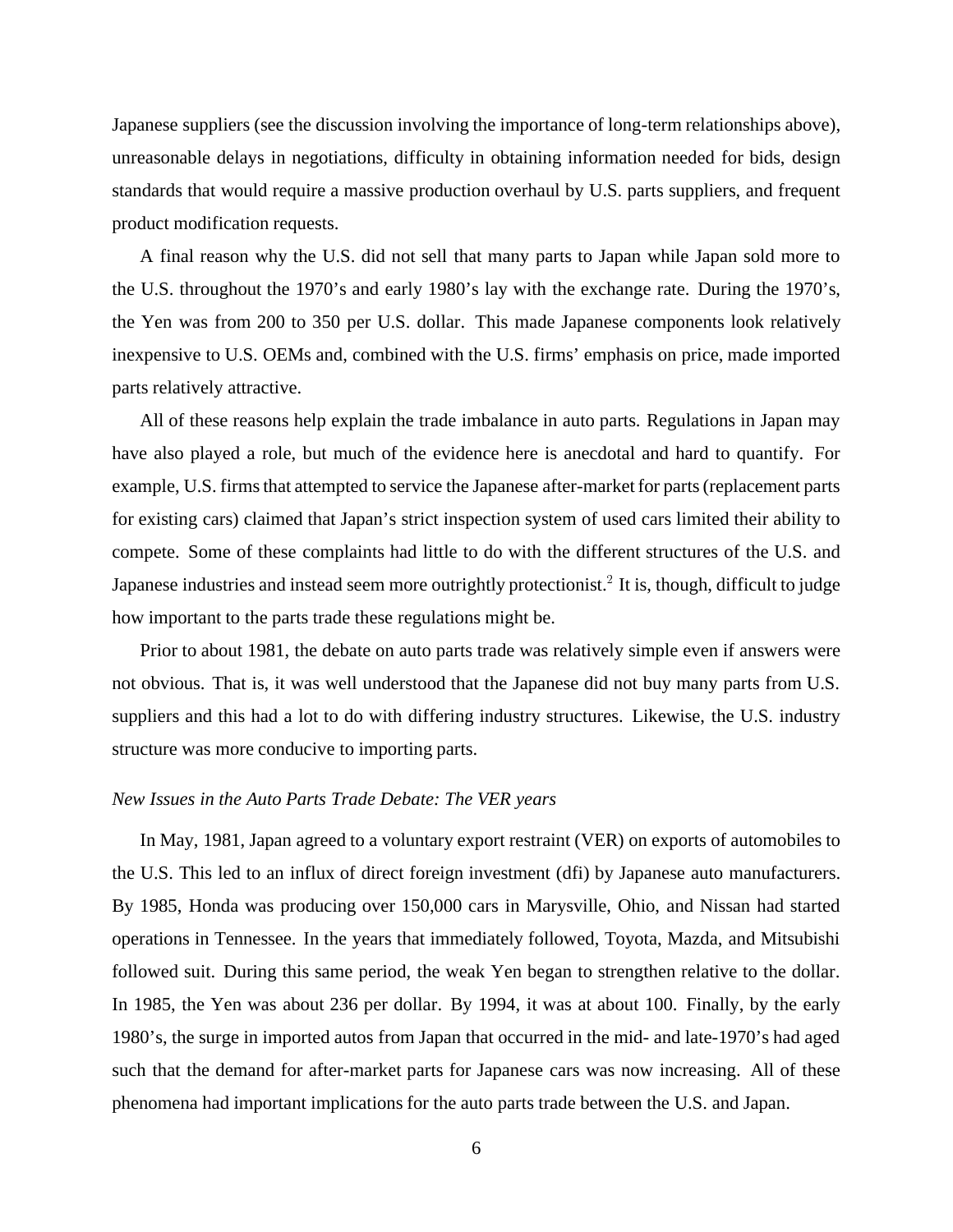Japanese suppliers (see the discussion involving the importance of long-term relationships above), unreasonable delays in negotiations, difficulty in obtaining information needed for bids, design standards that would require a massive production overhaul by U.S. parts suppliers, and frequent product modification requests.

A final reason why the U.S. did not sell that many parts to Japan while Japan sold more to the U.S. throughout the 1970's and early 1980's lay with the exchange rate. During the 1970's, the Yen was from 200 to 350 per U.S. dollar. This made Japanese components look relatively inexpensive to U.S. OEMs and, combined with the U.S. firms' emphasis on price, made imported parts relatively attractive.

All of these reasons help explain the trade imbalance in auto parts. Regulations in Japan may have also played a role, but much of the evidence here is anecdotal and hard to quantify. For example, U.S. firms that attempted to service the Japanese after-market for parts (replacement parts for existing cars) claimed that Japan's strict inspection system of used cars limited their ability to compete. Some of these complaints had little to do with the different structures of the U.S. and Japanese industries and instead seem more outrightly protectionist.[2] It is, though, difficult to judge how important to the parts trade these regulations might be.

Prior to about 1981, the debate on auto parts trade was relatively simple even if answers were not obvious. That is, it was well understood that the Japanese did not buy many parts from U.S. suppliers and this had a lot to do with differing industry structures. Likewise, the U.S. industry structure was more conducive to importing parts.

### *New Issues in the Auto Parts Trade Debate: The VER years*

In May, 1981, Japan agreed to a voluntary export restraint (VER) on exports of automobiles to the U.S. This led to an influx of direct foreign investment (dfi) by Japanese auto manufacturers. By 1985, Honda was producing over 150,000 cars in Marysville, Ohio, and Nissan had started operations in Tennessee. In the years that immediately followed, Toyota, Mazda, and Mitsubishi followed suit. During this same period, the weak Yen began to strengthen relative to the dollar. In 1985, the Yen was about 236 per dollar. By 1994, it was at about 100. Finally, by the early 1980's, the surge in imported autos from Japan that occurred in the mid- and late-1970's had aged such that the demand for after-market parts for Japanese cars was now increasing. All of these phenomena had important implications for the auto parts trade between the U.S. and Japan.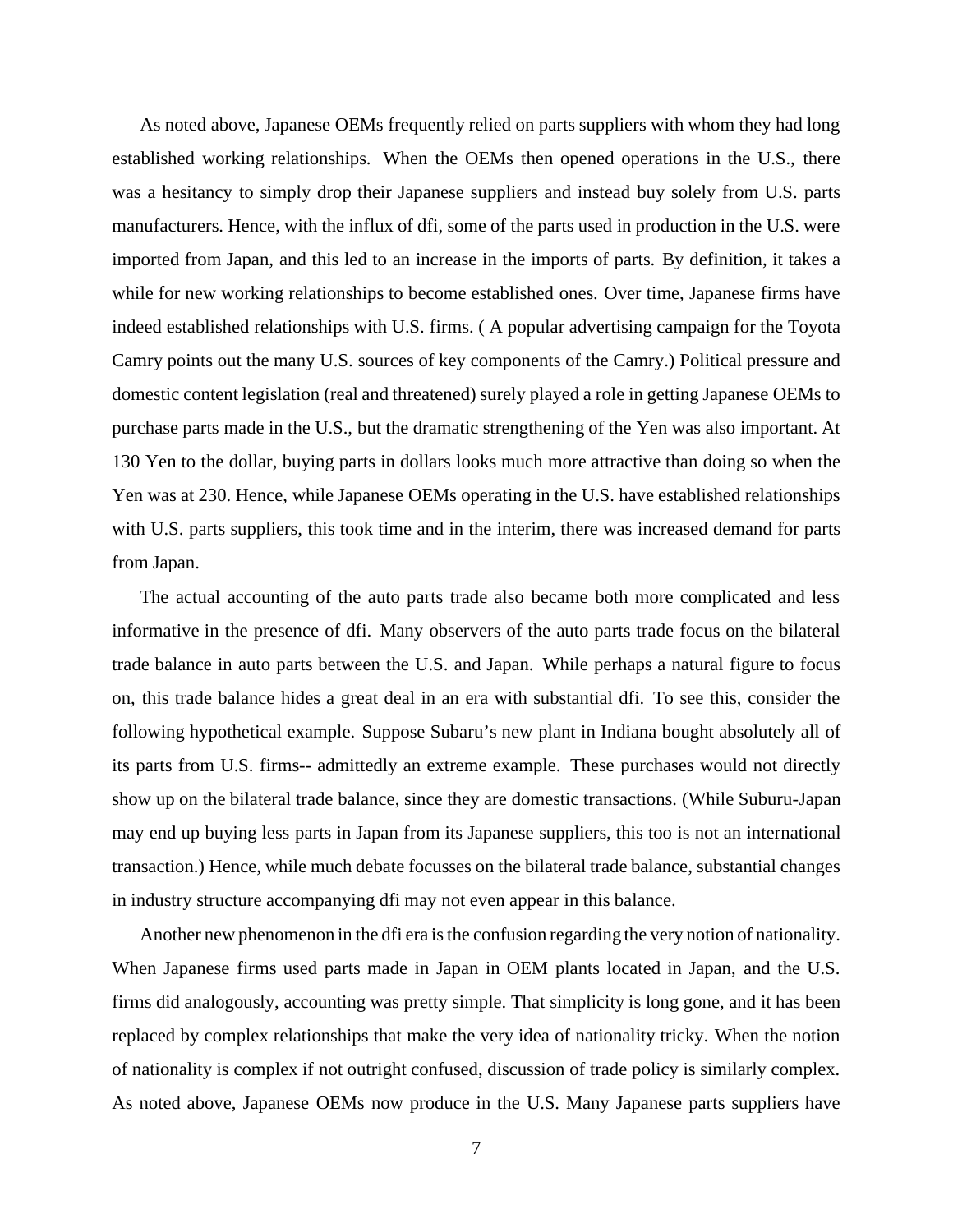As noted above, Japanese OEMs frequently relied on parts suppliers with whom they had long established working relationships. When the OEMs then opened operations in the U.S., there was a hesitancy to simply drop their Japanese suppliers and instead buy solely from U.S. parts manufacturers. Hence, with the influx of dfi, some of the parts used in production in the U.S. were imported from Japan, and this led to an increase in the imports of parts. By definition, it takes a while for new working relationships to become established ones. Over time, Japanese firms have indeed established relationships with U.S. firms. ( A popular advertising campaign for the Toyota Camry points out the many U.S. sources of key components of the Camry.) Political pressure and domestic content legislation (real and threatened) surely played a role in getting Japanese OEMs to purchase parts made in the U.S., but the dramatic strengthening of the Yen was also important. At 130 Yen to the dollar, buying parts in dollars looks much more attractive than doing so when the Yen was at 230. Hence, while Japanese OEMs operating in the U.S. have established relationships with U.S. parts suppliers, this took time and in the interim, there was increased demand for parts from Japan.

The actual accounting of the auto parts trade also became both more complicated and less informative in the presence of dfi. Many observers of the auto parts trade focus on the bilateral trade balance in auto parts between the U.S. and Japan. While perhaps a natural figure to focus on, this trade balance hides a great deal in an era with substantial dfi. To see this, consider the following hypothetical example. Suppose Subaru's new plant in Indiana bought absolutely all of its parts from U.S. firms-- admittedly an extreme example. These purchases would not directly show up on the bilateral trade balance, since they are domestic transactions. (While Suburu-Japan may end up buying less parts in Japan from its Japanese suppliers, this too is not an international transaction.) Hence, while much debate focusses on the bilateral trade balance, substantial changes in industry structure accompanying dfi may not even appear in this balance.

Another new phenomenon in the dfi era is the confusion regarding the very notion of nationality. When Japanese firms used parts made in Japan in OEM plants located in Japan, and the U.S. firms did analogously, accounting was pretty simple. That simplicity is long gone, and it has been replaced by complex relationships that make the very idea of nationality tricky. When the notion of nationality is complex if not outright confused, discussion of trade policy is similarly complex. As noted above, Japanese OEMs now produce in the U.S. Many Japanese parts suppliers have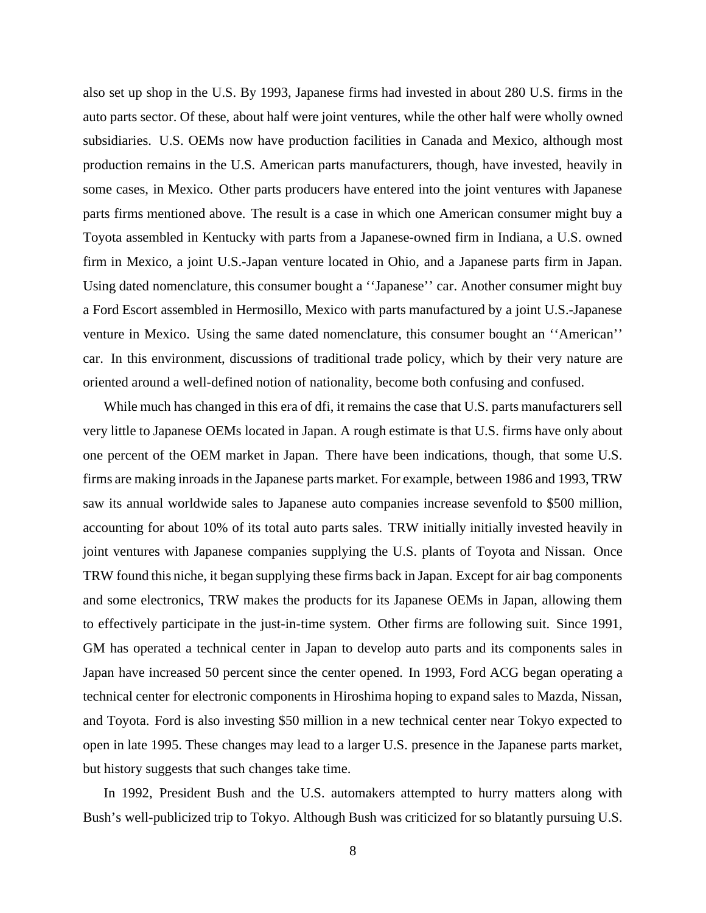also set up shop in the U.S. By 1993, Japanese firms had invested in about 280 U.S. firms in the auto parts sector. Of these, about half were joint ventures, while the other half were wholly owned subsidiaries. U.S. OEMs now have production facilities in Canada and Mexico, although most production remains in the U.S. American parts manufacturers, though, have invested, heavily in some cases, in Mexico. Other parts producers have entered into the joint ventures with Japanese parts firms mentioned above. The result is a case in which one American consumer might buy a Toyota assembled in Kentucky with parts from a Japanese-owned firm in Indiana, a U.S. owned firm in Mexico, a joint U.S.-Japan venture located in Ohio, and a Japanese parts firm in Japan. Using dated nomenclature, this consumer bought a ''Japanese'' car. Another consumer might buy a Ford Escort assembled in Hermosillo, Mexico with parts manufactured by a joint U.S.-Japanese venture in Mexico. Using the same dated nomenclature, this consumer bought an ''American'' car. In this environment, discussions of traditional trade policy, which by their very nature are oriented around a well-defined notion of nationality, become both confusing and confused.

While much has changed in this era of dfi, it remains the case that U.S. parts manufacturers sell very little to Japanese OEMs located in Japan. A rough estimate is that U.S. firms have only about one percent of the OEM market in Japan. There have been indications, though, that some U.S. firms are making inroads in the Japanese parts market. For example, between 1986 and 1993, TRW saw its annual worldwide sales to Japanese auto companies increase sevenfold to $500 million, accounting for about 10% of its total auto parts sales. TRW initially initially invested heavily in joint ventures with Japanese companies supplying the U.S. plants of Toyota and Nissan. Once TRW found this niche, it began supplying these firms back in Japan. Except for air bag components and some electronics, TRW makes the products for its Japanese OEMs in Japan, allowing them to effectively participate in the just-in-time system. Other firms are following suit. Since 1991, GM has operated a technical center in Japan to develop auto parts and its components sales in Japan have increased 50 percent since the center opened. In 1993, Ford ACG began operating a technical center for electronic components in Hiroshima hoping to expand sales to Mazda, Nissan, and Toyota. Ford is also investing $50 million in a new technical center near Tokyo expected to open in late 1995. These changes may lead to a larger U.S. presence in the Japanese parts market, but history suggests that such changes take time.

In 1992, President Bush and the U.S. automakers attempted to hurry matters along with Bush's well-publicized trip to Tokyo. Although Bush was criticized for so blatantly pursuing U.S.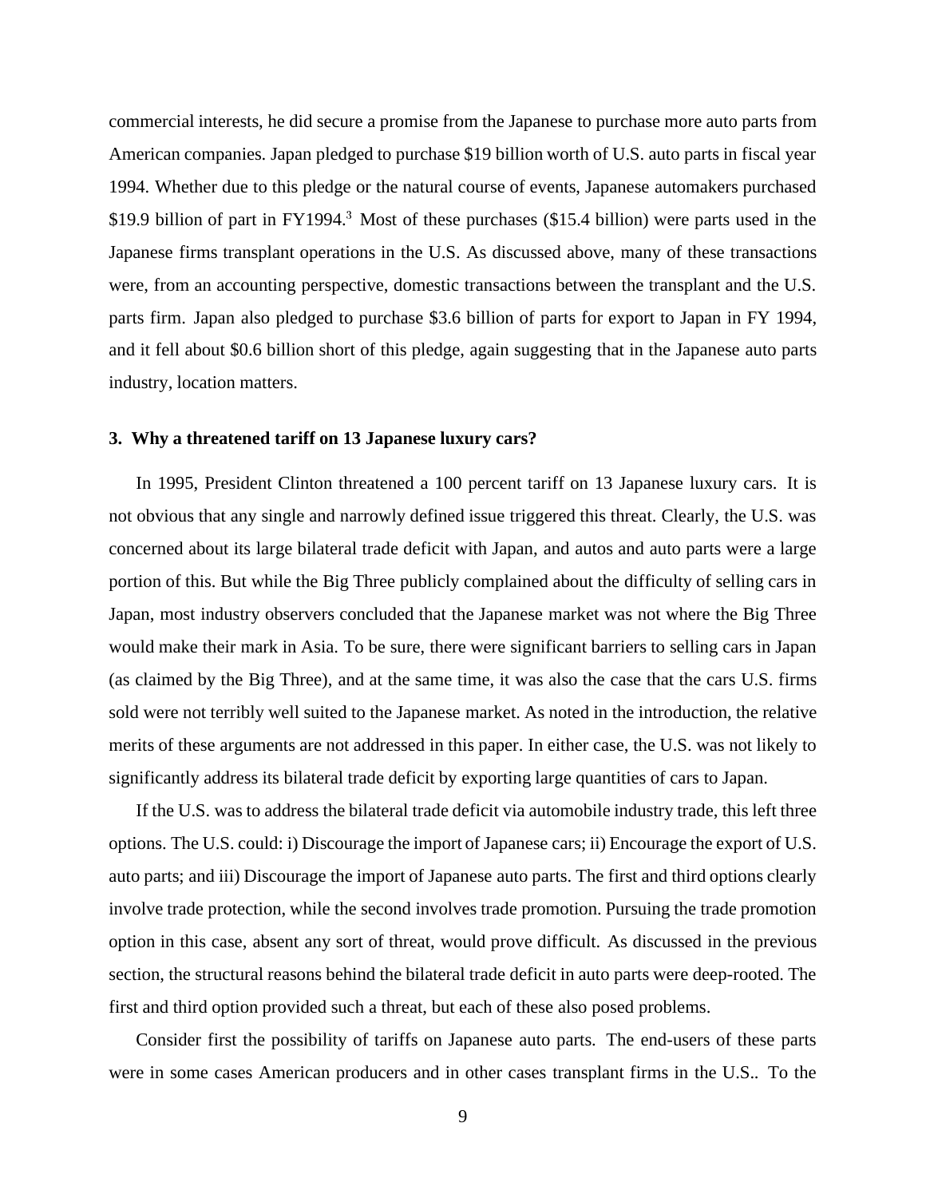commercial interests, he did secure a promise from the Japanese to purchase more auto parts from American companies. Japan pledged to purchase $19 billion worth of U.S. auto parts in fiscal year 1994. Whether due to this pledge or the natural course of events, Japanese automakers purchased $19.9 billion of part in FY1994.[3] Most of these purchases ($15.4 billion) were parts used in the Japanese firms transplant operations in the U.S. As discussed above, many of these transactions were, from an accounting perspective, domestic transactions between the transplant and the U.S. parts firm. Japan also pledged to purchase $3.6 billion of parts for export to Japan in FY 1994, and it fell about $0.6 billion short of this pledge, again suggesting that in the Japanese auto parts industry, location matters.

### 3. Why a threatened tariff on 13 Japanese luxury cars?

In 1995, President Clinton threatened a 100 percent tariff on 13 Japanese luxury cars. It is not obvious that any single and narrowly defined issue triggered this threat. Clearly, the U.S. was concerned about its large bilateral trade deficit with Japan, and autos and auto parts were a large portion of this. But while the Big Three publicly complained about the difficulty of selling cars in Japan, most industry observers concluded that the Japanese market was not where the Big Three would make their mark in Asia. To be sure, there were significant barriers to selling cars in Japan (as claimed by the Big Three), and at the same time, it was also the case that the cars U.S. firms sold were not terribly well suited to the Japanese market. As noted in the introduction, the relative merits of these arguments are not addressed in this paper. In either case, the U.S. was not likely to significantly address its bilateral trade deficit by exporting large quantities of cars to Japan.

If the U.S. was to address the bilateral trade deficit via automobile industry trade, this left three options. The U.S. could: i) Discourage the import of Japanese cars; ii) Encourage the export of U.S. auto parts; and iii) Discourage the import of Japanese auto parts. The first and third options clearly involve trade protection, while the second involves trade promotion. Pursuing the trade promotion option in this case, absent any sort of threat, would prove difficult. As discussed in the previous section, the structural reasons behind the bilateral trade deficit in auto parts were deep-rooted. The first and third option provided such a threat, but each of these also posed problems.

Consider first the possibility of tariffs on Japanese auto parts. The end-users of these parts were in some cases American producers and in other cases transplant firms in the U.S.. To the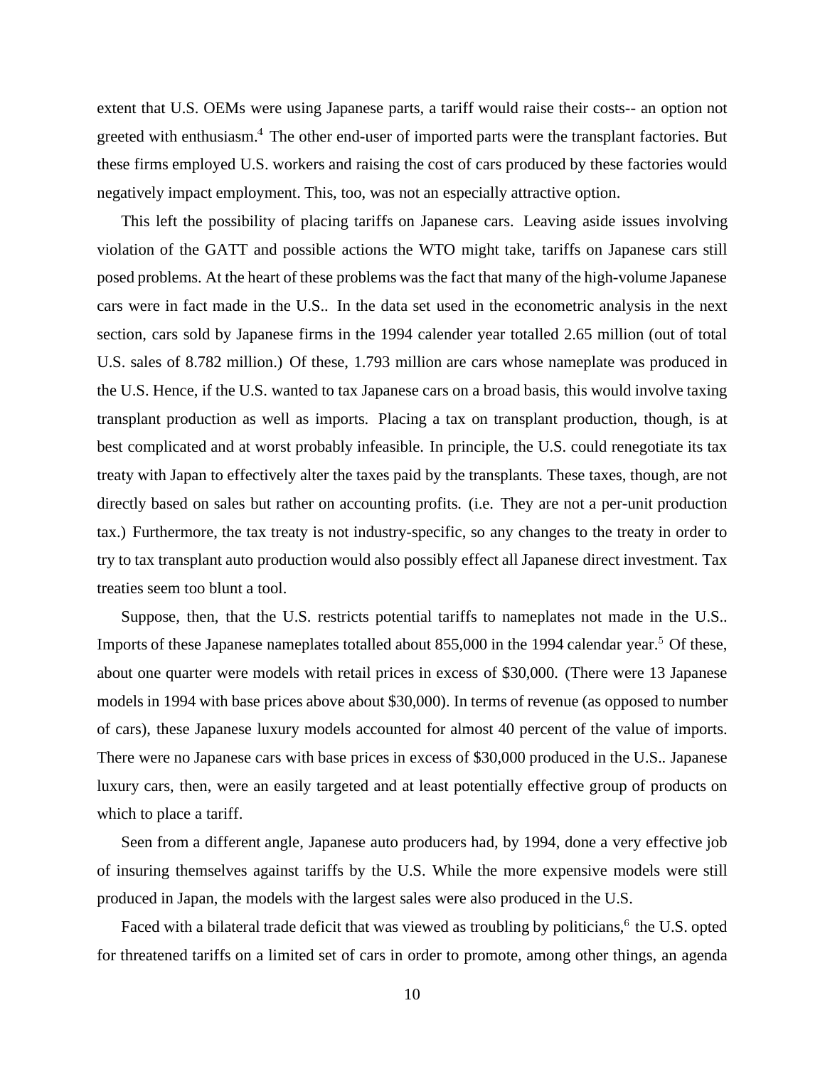extent that U.S. OEMs were using Japanese parts, a tariff would raise their costs-- an option not greeted with enthusiasm.[4] The other end-user of imported parts were the transplant factories. But these firms employed U.S. workers and raising the cost of cars produced by these factories would negatively impact employment. This, too, was not an especially attractive option.

This left the possibility of placing tariffs on Japanese cars. Leaving aside issues involving violation of the GATT and possible actions the WTO might take, tariffs on Japanese cars still posed problems. At the heart of these problems was the fact that many of the high-volume Japanese cars were in fact made in the U.S.. In the data set used in the econometric analysis in the next section, cars sold by Japanese firms in the 1994 calender year totalled 2.65 million (out of total U.S. sales of 8.782 million.) Of these, 1.793 million are cars whose nameplate was produced in the U.S. Hence, if the U.S. wanted to tax Japanese cars on a broad basis, this would involve taxing transplant production as well as imports. Placing a tax on transplant production, though, is at best complicated and at worst probably infeasible. In principle, the U.S. could renegotiate its tax treaty with Japan to effectively alter the taxes paid by the transplants. These taxes, though, are not directly based on sales but rather on accounting profits. (i.e. They are not a per-unit production tax.) Furthermore, the tax treaty is not industry-specific, so any changes to the treaty in order to try to tax transplant auto production would also possibly effect all Japanese direct investment. Tax treaties seem too blunt a tool.

Suppose, then, that the U.S. restricts potential tariffs to nameplates not made in the U.S.. Imports of these Japanese nameplates totalled about 855,000 in the 1994 calendar year.[5] Of these, about one quarter were models with retail prices in excess of $30,000. (There were 13 Japanese models in 1994 with base prices above about $30,000). In terms of revenue (as opposed to number of cars), these Japanese luxury models accounted for almost 40 percent of the value of imports. There were no Japanese cars with base prices in excess of $30,000 produced in the U.S.. Japanese luxury cars, then, were an easily targeted and at least potentially effective group of products on which to place a tariff.

Seen from a different angle, Japanese auto producers had, by 1994, done a very effective job of insuring themselves against tariffs by the U.S. While the more expensive models were still produced in Japan, the models with the largest sales were also produced in the U.S.

Faced with a bilateral trade deficit that was viewed as troubling by politicians,[6] the U.S. opted for threatened tariffs on a limited set of cars in order to promote, among other things, an agenda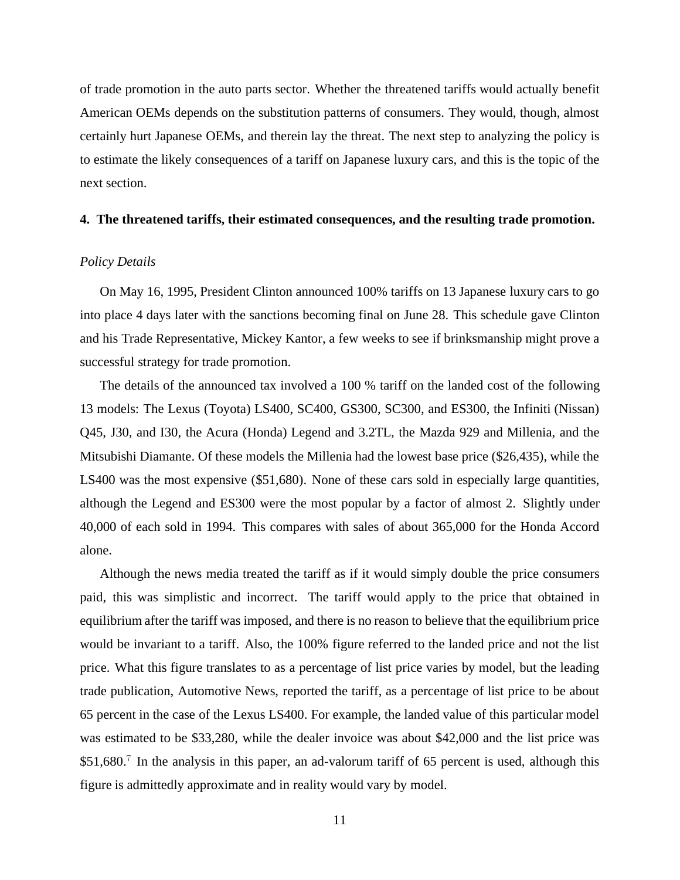of trade promotion in the auto parts sector. Whether the threatened tariffs would actually benefit American OEMs depends on the substitution patterns of consumers. They would, though, almost certainly hurt Japanese OEMs, and therein lay the threat. The next step to analyzing the policy is to estimate the likely consequences of a tariff on Japanese luxury cars, and this is the topic of the next section.

## 4. The threatened tariffs, their estimated consequences, and the resulting trade promotion.

*Policy Details*

On May 16, 1995, President Clinton announced 100% tariffs on 13 Japanese luxury cars to go into place 4 days later with the sanctions becoming final on June 28. This schedule gave Clinton and his Trade Representative, Mickey Kantor, a few weeks to see if brinksmanship might prove a successful strategy for trade promotion.

The details of the announced tax involved a 100 % tariff on the landed cost of the following 13 models: The Lexus (Toyota) LS400, SC400, GS300, SC300, and ES300, the Infiniti (Nissan) Q45, J30, and I30, the Acura (Honda) Legend and 3.2TL, the Mazda 929 and Millenia, and the Mitsubishi Diamante. Of these models the Millenia had the lowest base price ($26,435), while the LS400 was the most expensive ($51,680). None of these cars sold in especially large quantities, although the Legend and ES300 were the most popular by a factor of almost 2. Slightly under 40,000 of each sold in 1994. This compares with sales of about 365,000 for the Honda Accord alone.

Although the news media treated the tariff as if it would simply double the price consumers paid, this was simplistic and incorrect. The tariff would apply to the price that obtained in equilibrium after the tariff was imposed, and there is no reason to believe that the equilibrium price would be invariant to a tariff. Also, the 100% figure referred to the landed price and not the list price. What this figure translates to as a percentage of list price varies by model, but the leading trade publication, Automotive News, reported the tariff, as a percentage of list price to be about 65 percent in the case of the Lexus LS400. For example, the landed value of this particular model was estimated to be $33,280, while the dealer invoice was about $42,000 and the list price was $51,680.[7] In the analysis in this paper, an ad-valorum tariff of 65 percent is used, although this figure is admittedly approximate and in reality would vary by model.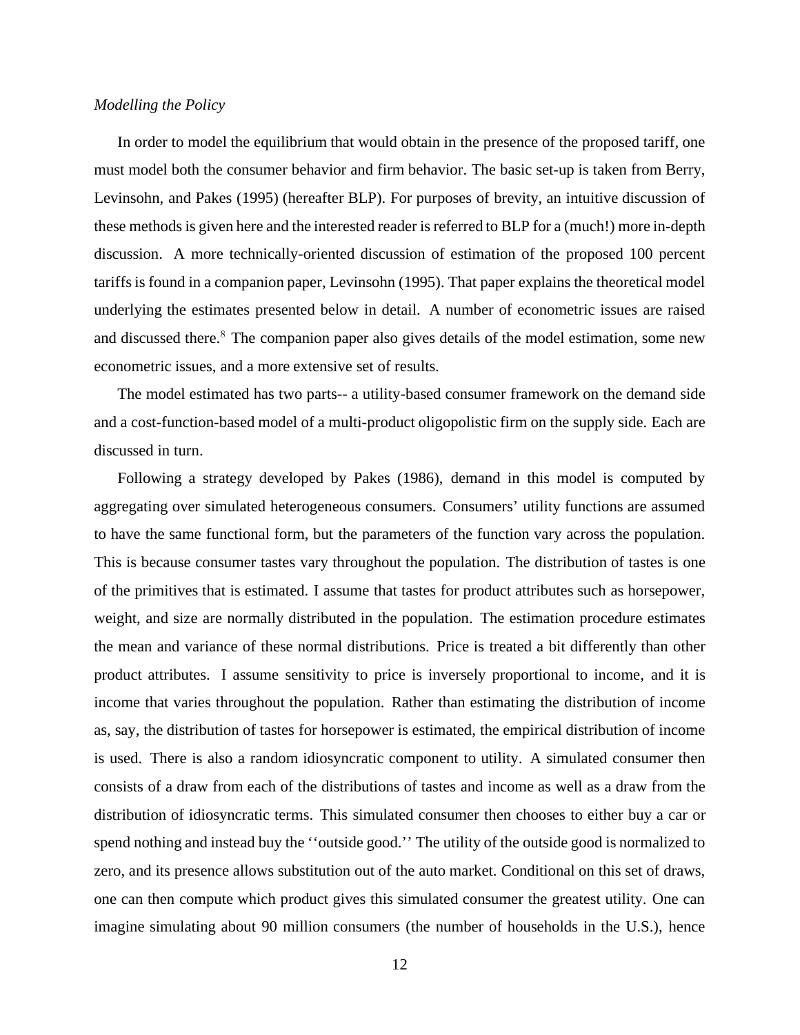*Modelling the Policy*

In order to model the equilibrium that would obtain in the presence of the proposed tariff, one must model both the consumer behavior and firm behavior. The basic set-up is taken from Berry, Levinsohn, and Pakes (1995) (hereafter BLP). For purposes of brevity, an intuitive discussion of these methods is given here and the interested reader is referred to BLP for a (much!) more in-depth discussion. A more technically-oriented discussion of estimation of the proposed 100 percent tariffs is found in a companion paper, Levinsohn (1995). That paper explains the theoretical model underlying the estimates presented below in detail. A number of econometric issues are raised and discussed there.[8] The companion paper also gives details of the model estimation, some new econometric issues, and a more extensive set of results.

The model estimated has two parts-- a utility-based consumer framework on the demand side and a cost-function-based model of a multi-product oligopolistic firm on the supply side. Each are discussed in turn.

Following a strategy developed by Pakes (1986), demand in this model is computed by aggregating over simulated heterogeneous consumers. Consumers' utility functions are assumed to have the same functional form, but the parameters of the function vary across the population. This is because consumer tastes vary throughout the population. The distribution of tastes is one of the primitives that is estimated. I assume that tastes for product attributes such as horsepower, weight, and size are normally distributed in the population. The estimation procedure estimates the mean and variance of these normal distributions. Price is treated a bit differently than other product attributes. I assume sensitivity to price is inversely proportional to income, and it is income that varies throughout the population. Rather than estimating the distribution of income as, say, the distribution of tastes for horsepower is estimated, the empirical distribution of income is used. There is also a random idiosyncratic component to utility. A simulated consumer then consists of a draw from each of the distributions of tastes and income as well as a draw from the distribution of idiosyncratic terms. This simulated consumer then chooses to either buy a car or spend nothing and instead buy the ''outside good.'' The utility of the outside good is normalized to zero, and its presence allows substitution out of the auto market. Conditional on this set of draws, one can then compute which product gives this simulated consumer the greatest utility. One can imagine simulating about 90 million consumers (the number of households in the U.S.), hence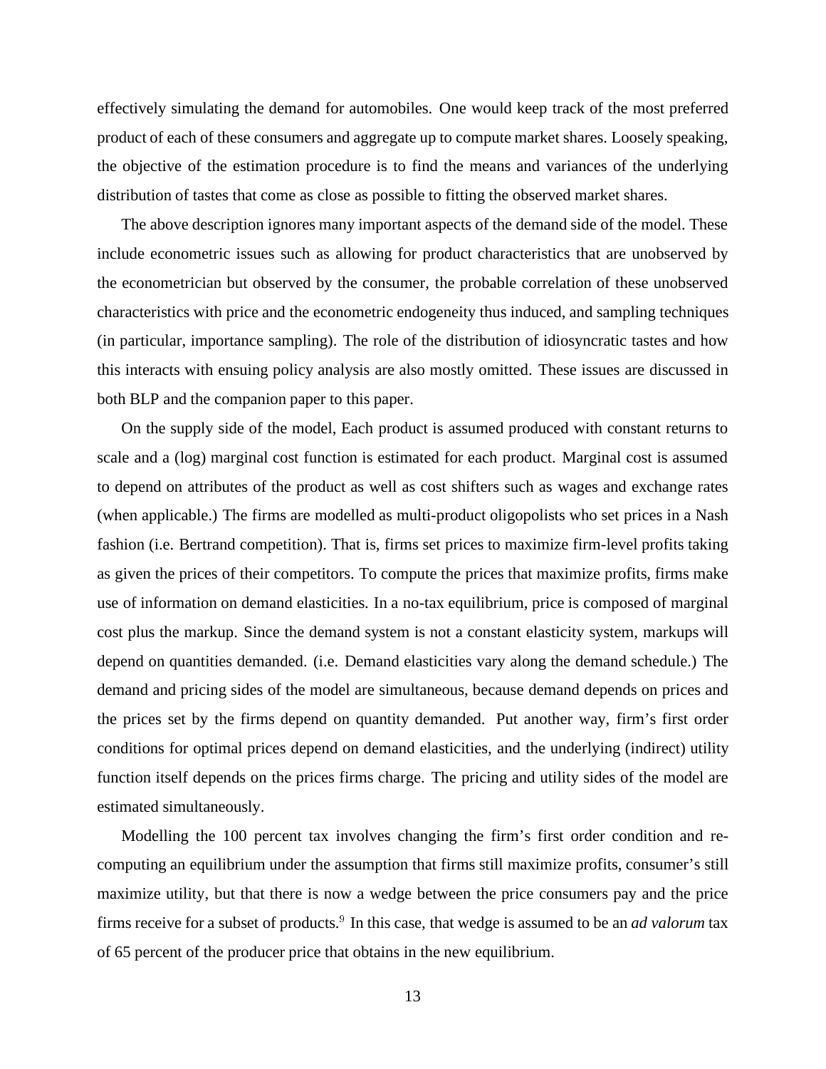effectively simulating the demand for automobiles. One would keep track of the most preferred product of each of these consumers and aggregate up to compute market shares. Loosely speaking, the objective of the estimation procedure is to find the means and variances of the underlying distribution of tastes that come as close as possible to fitting the observed market shares.

The above description ignores many important aspects of the demand side of the model. These include econometric issues such as allowing for product characteristics that are unobserved by the econometrician but observed by the consumer, the probable correlation of these unobserved characteristics with price and the econometric endogeneity thus induced, and sampling techniques (in particular, importance sampling). The role of the distribution of idiosyncratic tastes and how this interacts with ensuing policy analysis are also mostly omitted. These issues are discussed in both BLP and the companion paper to this paper.

On the supply side of the model, Each product is assumed produced with constant returns to scale and a (log) marginal cost function is estimated for each product. Marginal cost is assumed to depend on attributes of the product as well as cost shifters such as wages and exchange rates (when applicable.) The firms are modelled as multi-product oligopolists who set prices in a Nash fashion (i.e. Bertrand competition). That is, firms set prices to maximize firm-level profits taking as given the prices of their competitors. To compute the prices that maximize profits, firms make use of information on demand elasticities. In a no-tax equilibrium, price is composed of marginal cost plus the markup. Since the demand system is not a constant elasticity system, markups will depend on quantities demanded. (i.e. Demand elasticities vary along the demand schedule.) The demand and pricing sides of the model are simultaneous, because demand depends on prices and the prices set by the firms depend on quantity demanded. Put another way, firm's first order conditions for optimal prices depend on demand elasticities, and the underlying (indirect) utility function itself depends on the prices firms charge. The pricing and utility sides of the model are estimated simultaneously.

Modelling the 100 percent tax involves changing the firm's first order condition and re-computing an equilibrium under the assumption that firms still maximize profits, consumer's still maximize utility, but that there is now a wedge between the price consumers pay and the price firms receive for a subset of products.[9] In this case, that wedge is assumed to be an *ad valorum* tax of 65 percent of the producer price that obtains in the new equilibrium.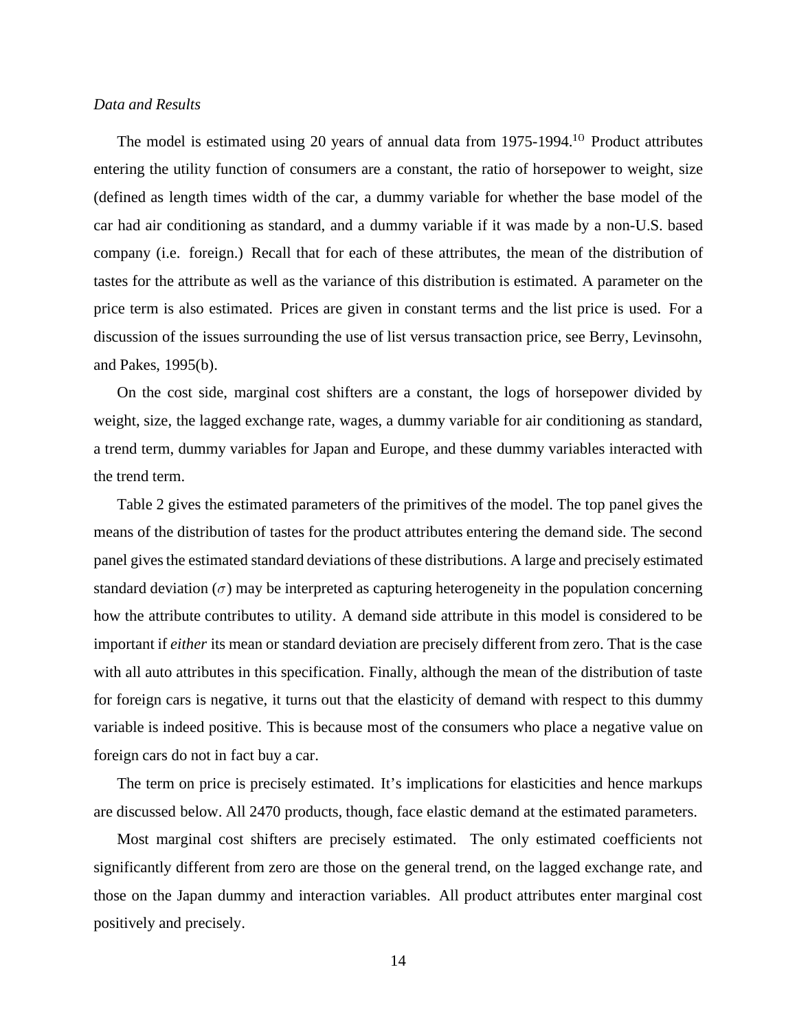*Data and Results*

The model is estimated using 20 years of annual data from 1975-1994.[10] Product attributes entering the utility function of consumers are a constant, the ratio of horsepower to weight, size (defined as length times width of the car, a dummy variable for whether the base model of the car had air conditioning as standard, and a dummy variable if it was made by a non-U.S. based company (i.e. foreign.) Recall that for each of these attributes, the mean of the distribution of tastes for the attribute as well as the variance of this distribution is estimated. A parameter on the price term is also estimated. Prices are given in constant terms and the list price is used. For a discussion of the issues surrounding the use of list versus transaction price, see Berry, Levinsohn, and Pakes, 1995(b).

On the cost side, marginal cost shifters are a constant, the logs of horsepower divided by weight, size, the lagged exchange rate, wages, a dummy variable for air conditioning as standard, a trend term, dummy variables for Japan and Europe, and these dummy variables interacted with the trend term.

Table 2 gives the estimated parameters of the primitives of the model. The top panel gives the means of the distribution of tastes for the product attributes entering the demand side. The second panel gives the estimated standard deviations of these distributions. A large and precisely estimated standard deviation ($\sigma$) may be interpreted as capturing heterogeneity in the population concerning how the attribute contributes to utility. A demand side attribute in this model is considered to be important if *either* its mean or standard deviation are precisely different from zero. That is the case with all auto attributes in this specification. Finally, although the mean of the distribution of taste for foreign cars is negative, it turns out that the elasticity of demand with respect to this dummy variable is indeed positive. This is because most of the consumers who place a negative value on foreign cars do not in fact buy a car.

The term on price is precisely estimated. It's implications for elasticities and hence markups are discussed below. All 2470 products, though, face elastic demand at the estimated parameters.

Most marginal cost shifters are precisely estimated. The only estimated coefficients not significantly different from zero are those on the general trend, on the lagged exchange rate, and those on the Japan dummy and interaction variables. All product attributes enter marginal cost positively and precisely.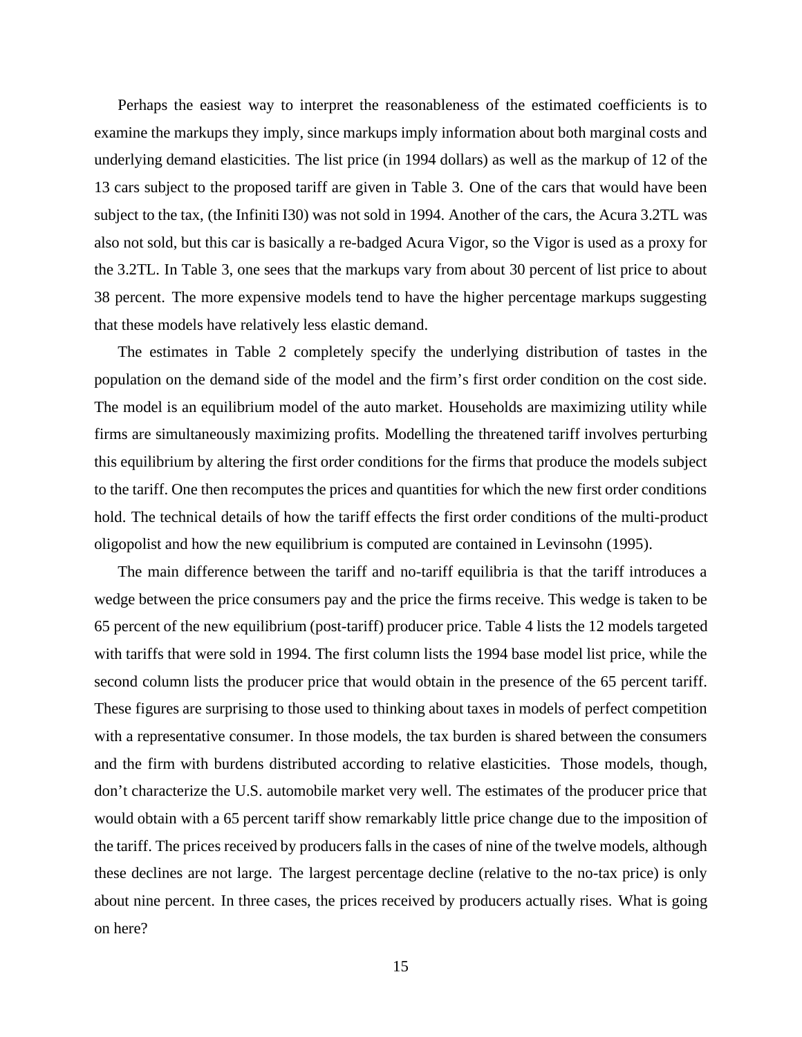Perhaps the easiest way to interpret the reasonableness of the estimated coefficients is to examine the markups they imply, since markups imply information about both marginal costs and underlying demand elasticities. The list price (in 1994 dollars) as well as the markup of 12 of the 13 cars subject to the proposed tariff are given in Table 3. One of the cars that would have been subject to the tax, (the Infiniti I30) was not sold in 1994. Another of the cars, the Acura 3.2TL was also not sold, but this car is basically a re-badged Acura Vigor, so the Vigor is used as a proxy for the 3.2TL. In Table 3, one sees that the markups vary from about 30 percent of list price to about 38 percent. The more expensive models tend to have the higher percentage markups suggesting that these models have relatively less elastic demand.

The estimates in Table 2 completely specify the underlying distribution of tastes in the population on the demand side of the model and the firm's first order condition on the cost side. The model is an equilibrium model of the auto market. Households are maximizing utility while firms are simultaneously maximizing profits. Modelling the threatened tariff involves perturbing this equilibrium by altering the first order conditions for the firms that produce the models subject to the tariff. One then recomputes the prices and quantities for which the new first order conditions hold. The technical details of how the tariff effects the first order conditions of the multi-product oligopolist and how the new equilibrium is computed are contained in Levinsohn (1995).

The main difference between the tariff and no-tariff equilibria is that the tariff introduces a wedge between the price consumers pay and the price the firms receive. This wedge is taken to be 65 percent of the new equilibrium (post-tariff) producer price. Table 4 lists the 12 models targeted with tariffs that were sold in 1994. The first column lists the 1994 base model list price, while the second column lists the producer price that would obtain in the presence of the 65 percent tariff. These figures are surprising to those used to thinking about taxes in models of perfect competition with a representative consumer. In those models, the tax burden is shared between the consumers and the firm with burdens distributed according to relative elasticities. Those models, though, don't characterize the U.S. automobile market very well. The estimates of the producer price that would obtain with a 65 percent tariff show remarkably little price change due to the imposition of the tariff. The prices received by producers falls in the cases of nine of the twelve models, although these declines are not large. The largest percentage decline (relative to the no-tax price) is only about nine percent. In three cases, the prices received by producers actually rises. What is going on here?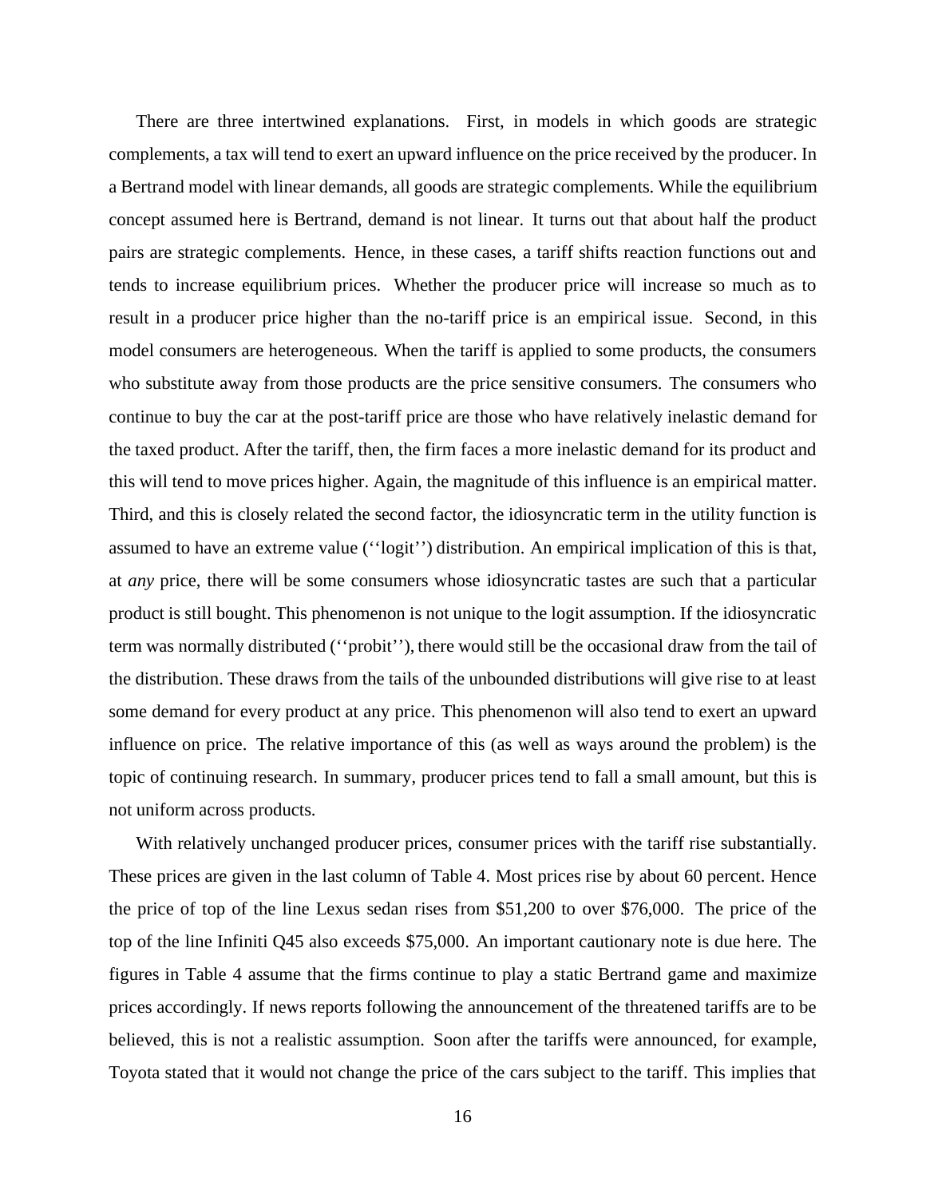There are three intertwined explanations. First, in models in which goods are strategic complements, a tax will tend to exert an upward influence on the price received by the producer. In a Bertrand model with linear demands, all goods are strategic complements. While the equilibrium concept assumed here is Bertrand, demand is not linear. It turns out that about half the product pairs are strategic complements. Hence, in these cases, a tariff shifts reaction functions out and tends to increase equilibrium prices. Whether the producer price will increase so much as to result in a producer price higher than the no-tariff price is an empirical issue. Second, in this model consumers are heterogeneous. When the tariff is applied to some products, the consumers who substitute away from those products are the price sensitive consumers. The consumers who continue to buy the car at the post-tariff price are those who have relatively inelastic demand for the taxed product. After the tariff, then, the firm faces a more inelastic demand for its product and this will tend to move prices higher. Again, the magnitude of this influence is an empirical matter. Third, and this is closely related the second factor, the idiosyncratic term in the utility function is assumed to have an extreme value (''logit'') distribution. An empirical implication of this is that, at *any* price, there will be some consumers whose idiosyncratic tastes are such that a particular product is still bought. This phenomenon is not unique to the logit assumption. If the idiosyncratic term was normally distributed (''probit''), there would still be the occasional draw from the tail of the distribution. These draws from the tails of the unbounded distributions will give rise to at least some demand for every product at any price. This phenomenon will also tend to exert an upward influence on price. The relative importance of this (as well as ways around the problem) is the topic of continuing research. In summary, producer prices tend to fall a small amount, but this is not uniform across products.

With relatively unchanged producer prices, consumer prices with the tariff rise substantially. These prices are given in the last column of Table 4. Most prices rise by about 60 percent. Hence the price of top of the line Lexus sedan rises from $51,200 to over $76,000. The price of the top of the line Infiniti Q45 also exceeds $75,000. An important cautionary note is due here. The figures in Table 4 assume that the firms continue to play a static Bertrand game and maximize prices accordingly. If news reports following the announcement of the threatened tariffs are to be believed, this is not a realistic assumption. Soon after the tariffs were announced, for example, Toyota stated that it would not change the price of the cars subject to the tariff. This implies that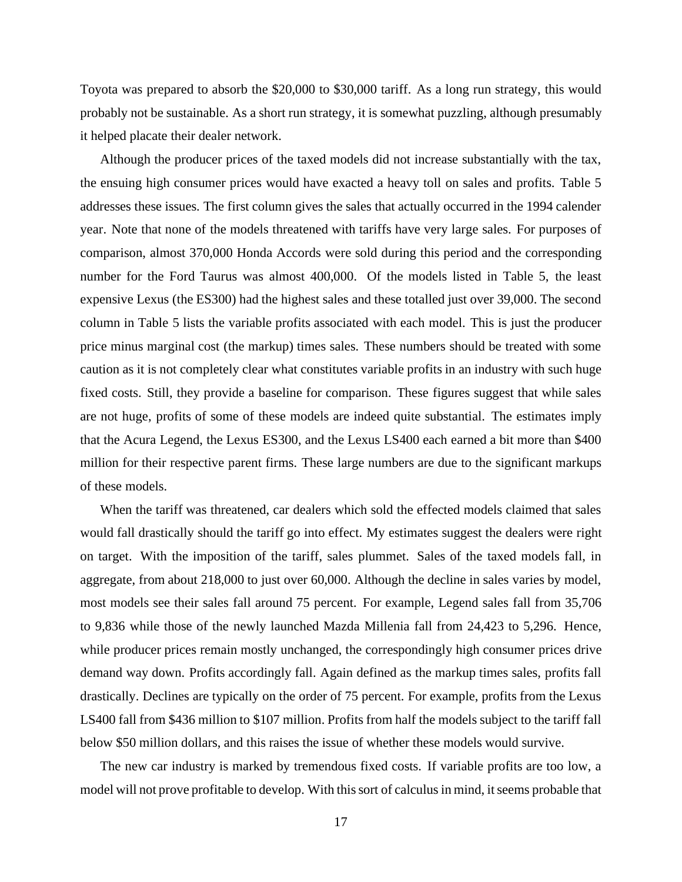Toyota was prepared to absorb the $20,000 to $30,000 tariff. As a long run strategy, this would probably not be sustainable. As a short run strategy, it is somewhat puzzling, although presumably it helped placate their dealer network.

Although the producer prices of the taxed models did not increase substantially with the tax, the ensuing high consumer prices would have exacted a heavy toll on sales and profits. Table 5 addresses these issues. The first column gives the sales that actually occurred in the 1994 calender year. Note that none of the models threatened with tariffs have very large sales. For purposes of comparison, almost 370,000 Honda Accords were sold during this period and the corresponding number for the Ford Taurus was almost 400,000. Of the models listed in Table 5, the least expensive Lexus (the ES300) had the highest sales and these totalled just over 39,000. The second column in Table 5 lists the variable profits associated with each model. This is just the producer price minus marginal cost (the markup) times sales. These numbers should be treated with some caution as it is not completely clear what constitutes variable profits in an industry with such huge fixed costs. Still, they provide a baseline for comparison. These figures suggest that while sales are not huge, profits of some of these models are indeed quite substantial. The estimates imply that the Acura Legend, the Lexus ES300, and the Lexus LS400 each earned a bit more than $400 million for their respective parent firms. These large numbers are due to the significant markups of these models.

When the tariff was threatened, car dealers which sold the effected models claimed that sales would fall drastically should the tariff go into effect. My estimates suggest the dealers were right on target. With the imposition of the tariff, sales plummet. Sales of the taxed models fall, in aggregate, from about 218,000 to just over 60,000. Although the decline in sales varies by model, most models see their sales fall around 75 percent. For example, Legend sales fall from 35,706 to 9,836 while those of the newly launched Mazda Millenia fall from 24,423 to 5,296. Hence, while producer prices remain mostly unchanged, the correspondingly high consumer prices drive demand way down. Profits accordingly fall. Again defined as the markup times sales, profits fall drastically. Declines are typically on the order of 75 percent. For example, profits from the Lexus LS400 fall from $436 million to $107 million. Profits from half the models subject to the tariff fall below $50 million dollars, and this raises the issue of whether these models would survive.

The new car industry is marked by tremendous fixed costs. If variable profits are too low, a model will not prove profitable to develop. With this sort of calculus in mind, it seems probable that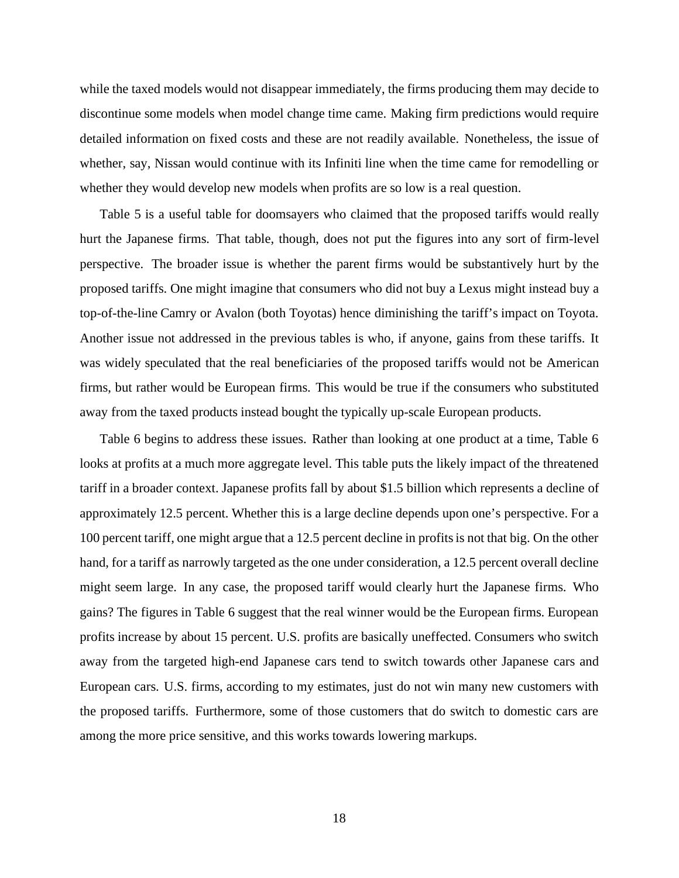while the taxed models would not disappear immediately, the firms producing them may decide to discontinue some models when model change time came. Making firm predictions would require detailed information on fixed costs and these are not readily available. Nonetheless, the issue of whether, say, Nissan would continue with its Infiniti line when the time came for remodelling or whether they would develop new models when profits are so low is a real question.

Table 5 is a useful table for doomsayers who claimed that the proposed tariffs would really hurt the Japanese firms. That table, though, does not put the figures into any sort of firm-level perspective. The broader issue is whether the parent firms would be substantively hurt by the proposed tariffs. One might imagine that consumers who did not buy a Lexus might instead buy a top-of-the-line Camry or Avalon (both Toyotas) hence diminishing the tariff's impact on Toyota. Another issue not addressed in the previous tables is who, if anyone, gains from these tariffs. It was widely speculated that the real beneficiaries of the proposed tariffs would not be American firms, but rather would be European firms. This would be true if the consumers who substituted away from the taxed products instead bought the typically up-scale European products.

Table 6 begins to address these issues. Rather than looking at one product at a time, Table 6 looks at profits at a much more aggregate level. This table puts the likely impact of the threatened tariff in a broader context. Japanese profits fall by about $1.5 billion which represents a decline of approximately 12.5 percent. Whether this is a large decline depends upon one's perspective. For a 100 percent tariff, one might argue that a 12.5 percent decline in profits is not that big. On the other hand, for a tariff as narrowly targeted as the one under consideration, a 12.5 percent overall decline might seem large. In any case, the proposed tariff would clearly hurt the Japanese firms. Who gains? The figures in Table 6 suggest that the real winner would be the European firms. European profits increase by about 15 percent. U.S. profits are basically uneffected. Consumers who switch away from the targeted high-end Japanese cars tend to switch towards other Japanese cars and European cars. U.S. firms, according to my estimates, just do not win many new customers with the proposed tariffs. Furthermore, some of those customers that do switch to domestic cars are among the more price sensitive, and this works towards lowering markups.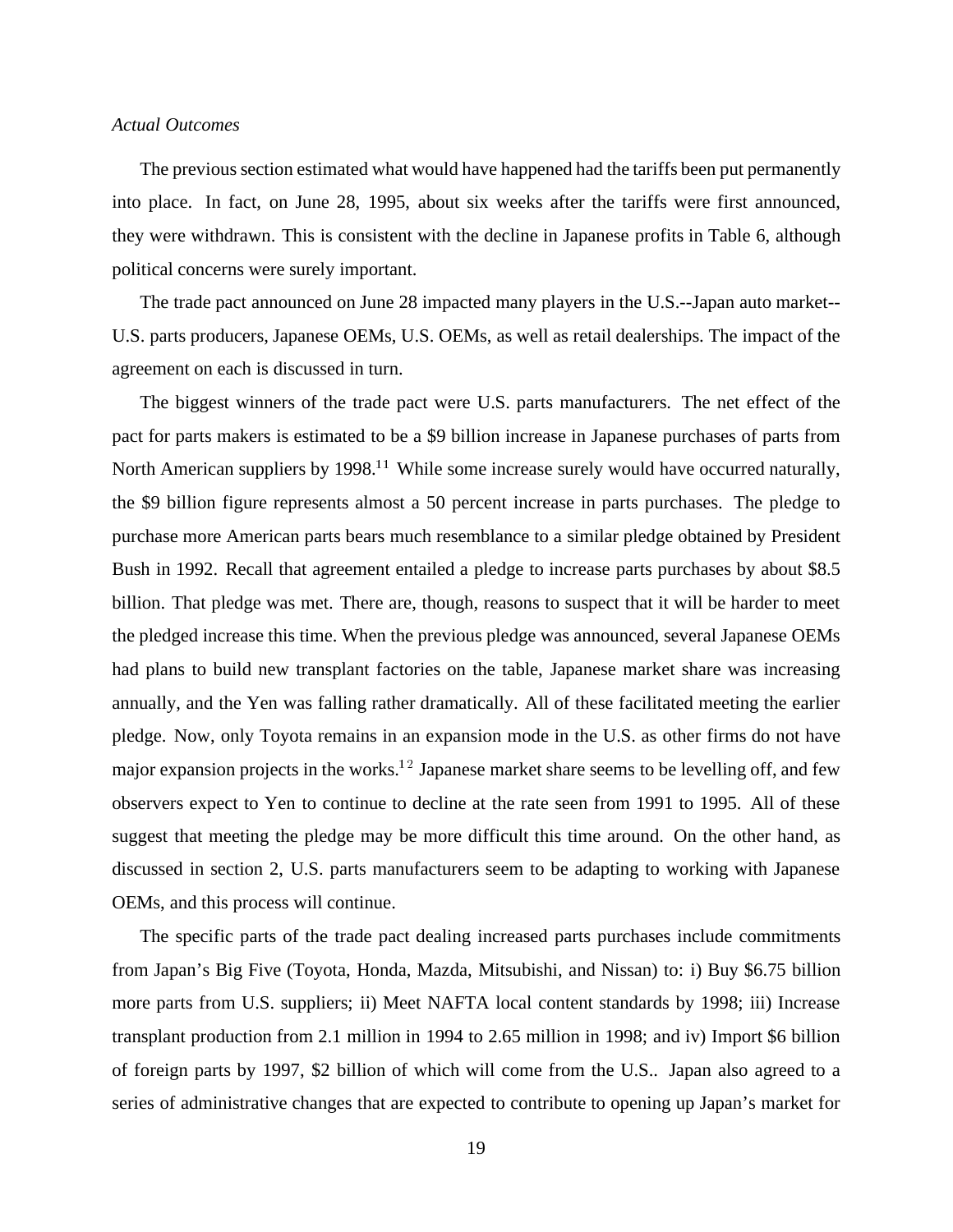*Actual Outcomes*

The previous section estimated what would have happened had the tariffs been put permanently into place. In fact, on June 28, 1995, about six weeks after the tariffs were first announced, they were withdrawn. This is consistent with the decline in Japanese profits in Table 6, although political concerns were surely important.

The trade pact announced on June 28 impacted many players in the U.S.--Japan auto market--U.S. parts producers, Japanese OEMs, U.S. OEMs, as well as retail dealerships. The impact of the agreement on each is discussed in turn.

The biggest winners of the trade pact were U.S. parts manufacturers. The net effect of the pact for parts makers is estimated to be a $9 billion increase in Japanese purchases of parts from North American suppliers by 1998.[11] While some increase surely would have occurred naturally, the $9 billion figure represents almost a 50 percent increase in parts purchases. The pledge to purchase more American parts bears much resemblance to a similar pledge obtained by President Bush in 1992. Recall that agreement entailed a pledge to increase parts purchases by about $8.5 billion. That pledge was met. There are, though, reasons to suspect that it will be harder to meet the pledged increase this time. When the previous pledge was announced, several Japanese OEMs had plans to build new transplant factories on the table, Japanese market share was increasing annually, and the Yen was falling rather dramatically. All of these facilitated meeting the earlier pledge. Now, only Toyota remains in an expansion mode in the U.S. as other firms do not have major expansion projects in the works.[12] Japanese market share seems to be levelling off, and few observers expect to Yen to continue to decline at the rate seen from 1991 to 1995. All of these suggest that meeting the pledge may be more difficult this time around. On the other hand, as discussed in section 2, U.S. parts manufacturers seem to be adapting to working with Japanese OEMs, and this process will continue.

The specific parts of the trade pact dealing increased parts purchases include commitments from Japan's Big Five (Toyota, Honda, Mazda, Mitsubishi, and Nissan) to: i) Buy $6.75 billion more parts from U.S. suppliers; ii) Meet NAFTA local content standards by 1998; iii) Increase transplant production from 2.1 million in 1994 to 2.65 million in 1998; and iv) Import $6 billion of foreign parts by 1997, $2 billion of which will come from the U.S.. Japan also agreed to a series of administrative changes that are expected to contribute to opening up Japan's market for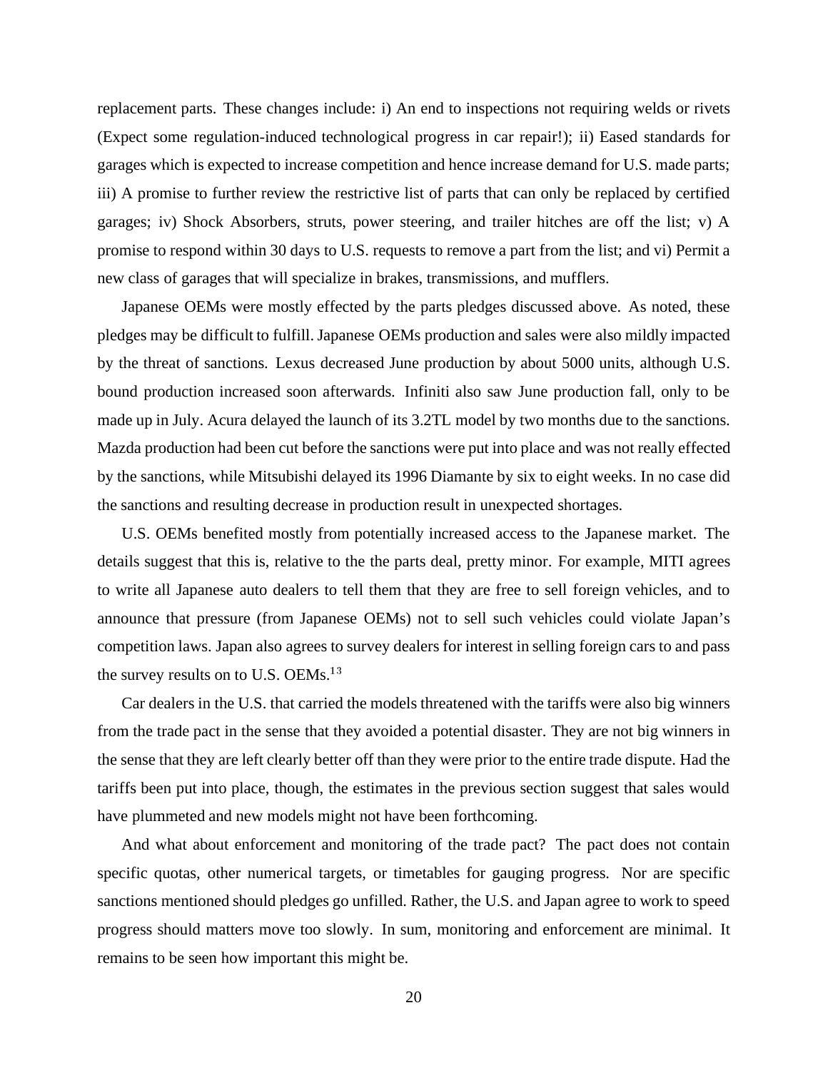replacement parts. These changes include: i) An end to inspections not requiring welds or rivets (Expect some regulation-induced technological progress in car repair!); ii) Eased standards for garages which is expected to increase competition and hence increase demand for U.S. made parts; iii) A promise to further review the restrictive list of parts that can only be replaced by certified garages; iv) Shock Absorbers, struts, power steering, and trailer hitches are off the list; v) A promise to respond within 30 days to U.S. requests to remove a part from the list; and vi) Permit a new class of garages that will specialize in brakes, transmissions, and mufflers.

Japanese OEMs were mostly effected by the parts pledges discussed above. As noted, these pledges may be difficult to fulfill. Japanese OEMs production and sales were also mildly impacted by the threat of sanctions. Lexus decreased June production by about 5000 units, although U.S. bound production increased soon afterwards. Infiniti also saw June production fall, only to be made up in July. Acura delayed the launch of its 3.2TL model by two months due to the sanctions. Mazda production had been cut before the sanctions were put into place and was not really effected by the sanctions, while Mitsubishi delayed its 1996 Diamante by six to eight weeks. In no case did the sanctions and resulting decrease in production result in unexpected shortages.

U.S. OEMs benefited mostly from potentially increased access to the Japanese market. The details suggest that this is, relative to the the parts deal, pretty minor. For example, MITI agrees to write all Japanese auto dealers to tell them that they are free to sell foreign vehicles, and to announce that pressure (from Japanese OEMs) not to sell such vehicles could violate Japan's competition laws. Japan also agrees to survey dealers for interest in selling foreign cars to and pass the survey results on to U.S. OEMs.[13]

Car dealers in the U.S. that carried the models threatened with the tariffs were also big winners from the trade pact in the sense that they avoided a potential disaster. They are not big winners in the sense that they are left clearly better off than they were prior to the entire trade dispute. Had the tariffs been put into place, though, the estimates in the previous section suggest that sales would have plummeted and new models might not have been forthcoming.

And what about enforcement and monitoring of the trade pact? The pact does not contain specific quotas, other numerical targets, or timetables for gauging progress. Nor are specific sanctions mentioned should pledges go unfilled. Rather, the U.S. and Japan agree to work to speed progress should matters move too slowly. In sum, monitoring and enforcement are minimal. It remains to be seen how important this might be.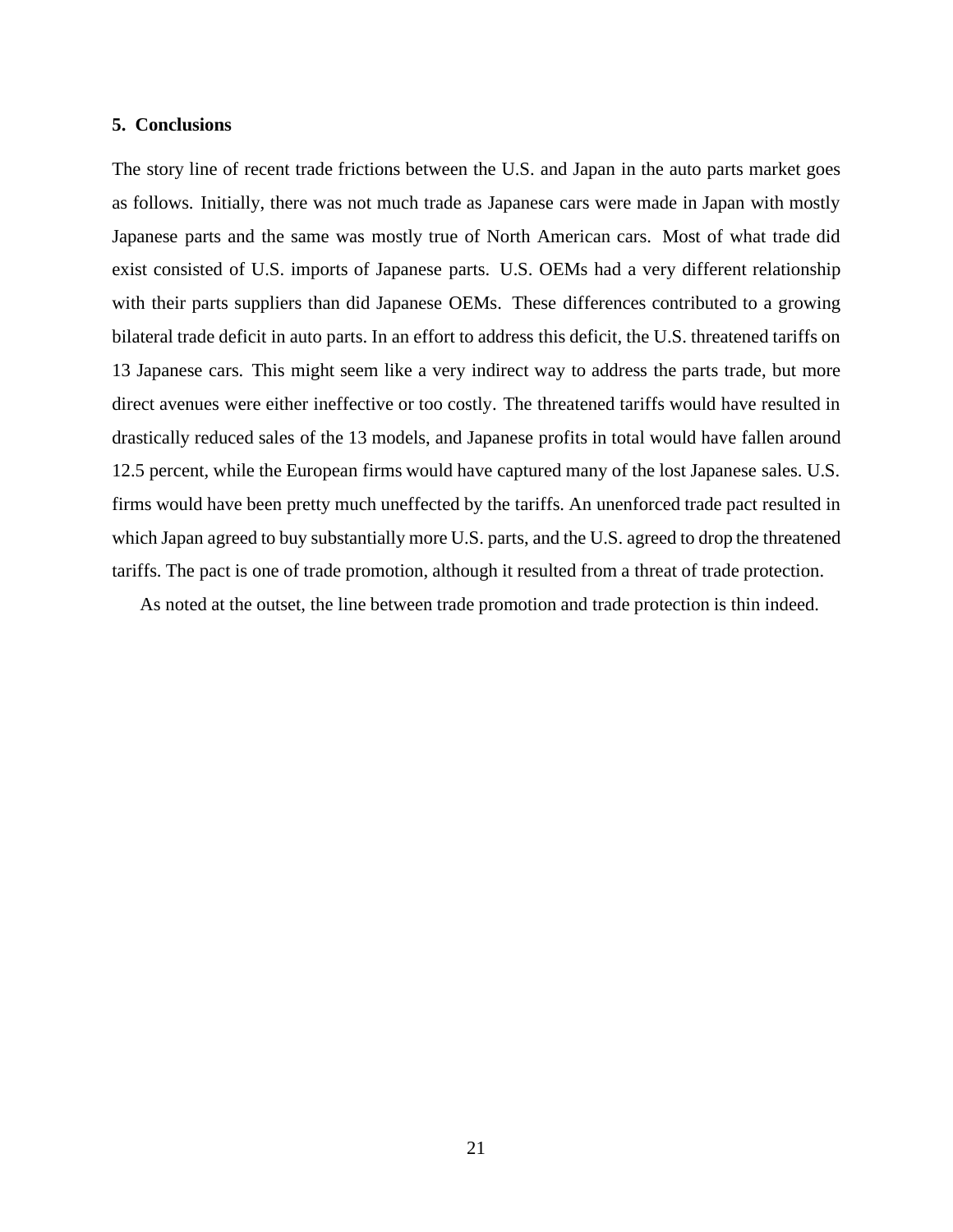## 5. Conclusions

The story line of recent trade frictions between the U.S. and Japan in the auto parts market goes as follows. Initially, there was not much trade as Japanese cars were made in Japan with mostly Japanese parts and the same was mostly true of North American cars. Most of what trade did exist consisted of U.S. imports of Japanese parts. U.S. OEMs had a very different relationship with their parts suppliers than did Japanese OEMs. These differences contributed to a growing bilateral trade deficit in auto parts. In an effort to address this deficit, the U.S. threatened tariffs on 13 Japanese cars. This might seem like a very indirect way to address the parts trade, but more direct avenues were either ineffective or too costly. The threatened tariffs would have resulted in drastically reduced sales of the 13 models, and Japanese profits in total would have fallen around 12.5 percent, while the European firms would have captured many of the lost Japanese sales. U.S. firms would have been pretty much uneffected by the tariffs. An unenforced trade pact resulted in which Japan agreed to buy substantially more U.S. parts, and the U.S. agreed to drop the threatened tariffs. The pact is one of trade promotion, although it resulted from a threat of trade protection.

As noted at the outset, the line between trade promotion and trade protection is thin indeed.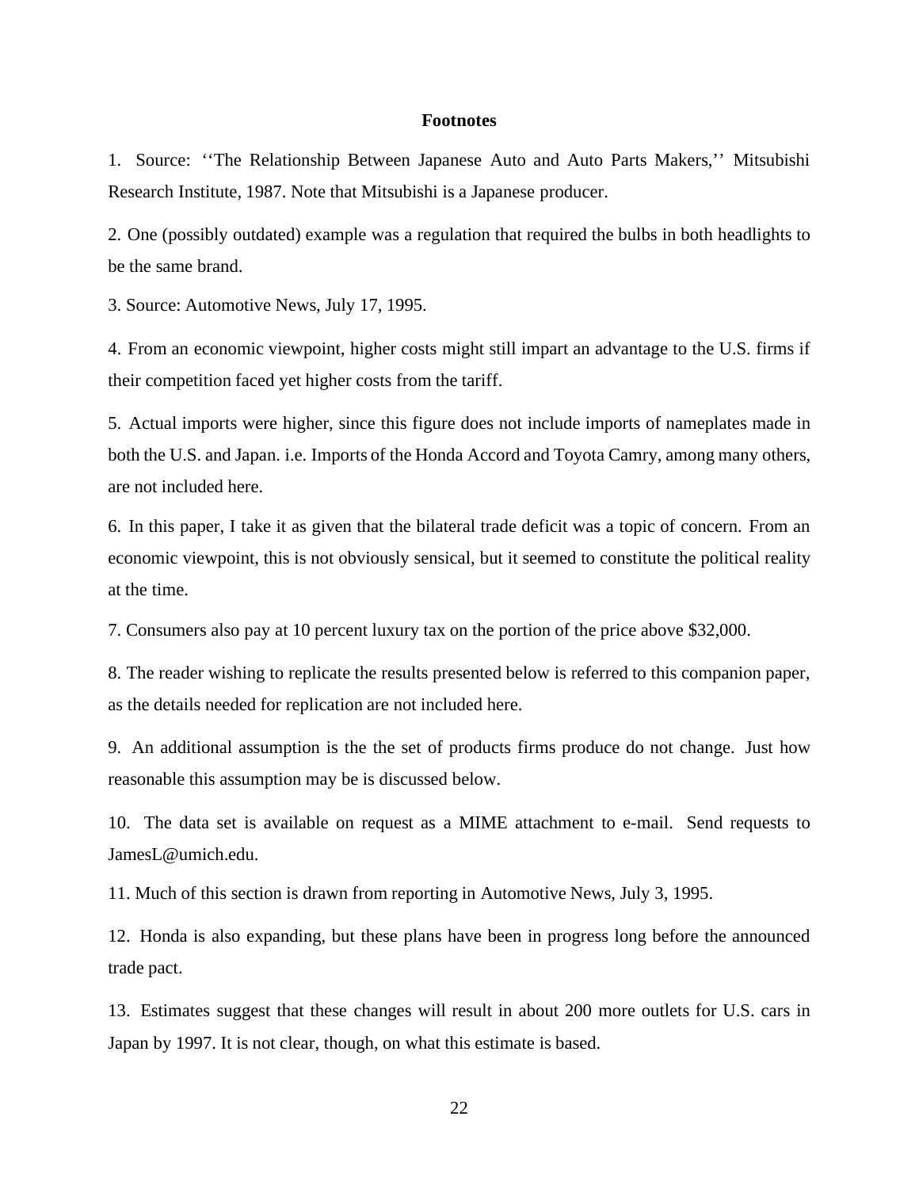## Footnotes

1. Source: ''The Relationship Between Japanese Auto and Auto Parts Makers,'' Mitsubishi Research Institute, 1987. Note that Mitsubishi is a Japanese producer.

2. One (possibly outdated) example was a regulation that required the bulbs in both headlights to be the same brand.

3. Source: Automotive News, July 17, 1995.

4. From an economic viewpoint, higher costs might still impart an advantage to the U.S. firms if their competition faced yet higher costs from the tariff.

5. Actual imports were higher, since this figure does not include imports of nameplates made in both the U.S. and Japan. i.e. Imports of the Honda Accord and Toyota Camry, among many others, are not included here.

6. In this paper, I take it as given that the bilateral trade deficit was a topic of concern. From an economic viewpoint, this is not obviously sensical, but it seemed to constitute the political reality at the time.

7. Consumers also pay at 10 percent luxury tax on the portion of the price above $32,000.

8. The reader wishing to replicate the results presented below is referred to this companion paper, as the details needed for replication are not included here.

9. An additional assumption is the the set of products firms produce do not change. Just how reasonable this assumption may be is discussed below.

10. The data set is available on request as a MIME attachment to e-mail. Send requests to JamesL@umich.edu.

11. Much of this section is drawn from reporting in Automotive News, July 3, 1995.

12. Honda is also expanding, but these plans have been in progress long before the announced trade pact.

13. Estimates suggest that these changes will result in about 200 more outlets for U.S. cars in Japan by 1997. It is not clear, though, on what this estimate is based.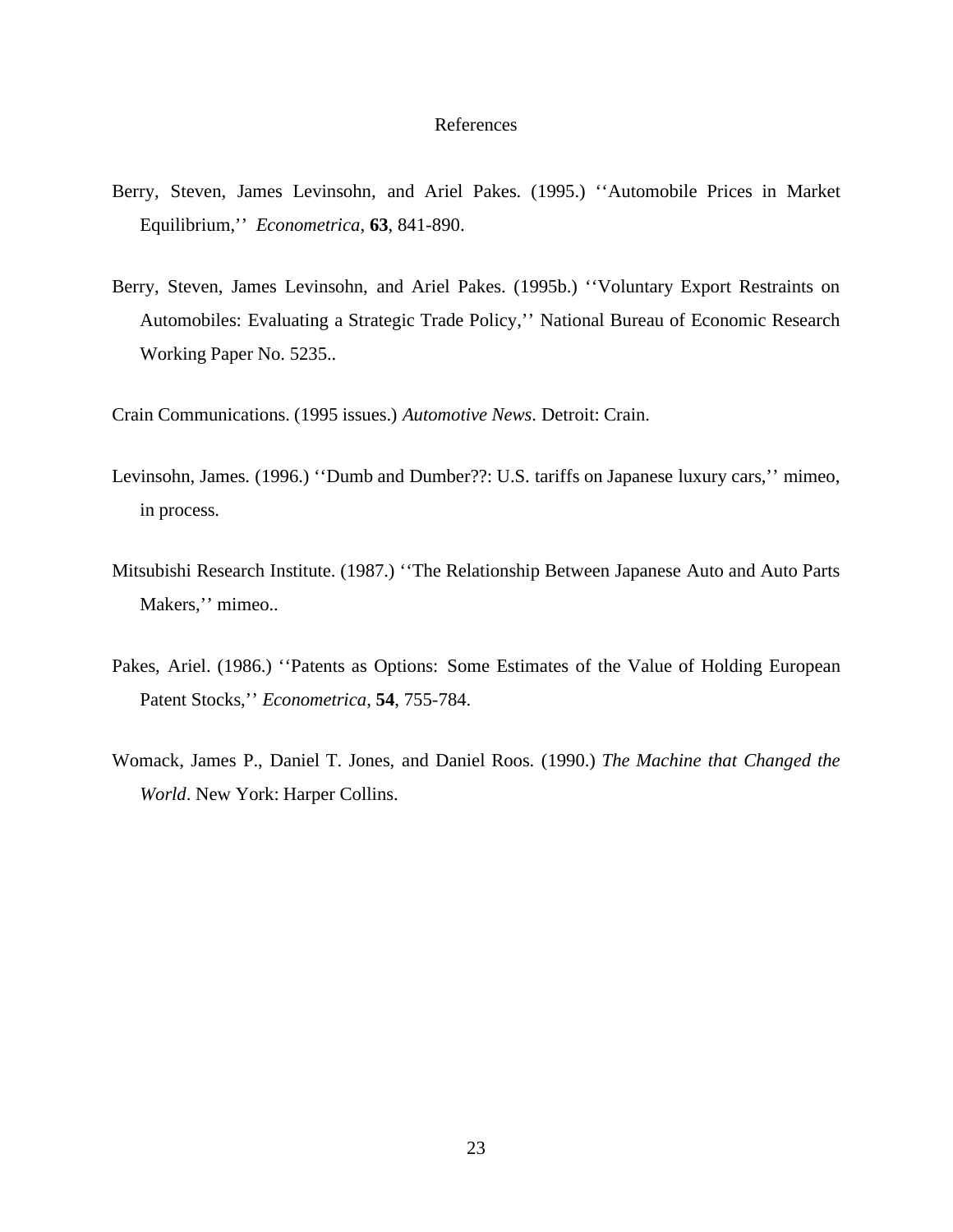# References

Berry, Steven, James Levinsohn, and Ariel Pakes. (1995.) ''Automobile Prices in Market Equilibrium,'' *Econometrica*, **63**, 841-890.

Berry, Steven, James Levinsohn, and Ariel Pakes. (1995b.) ''Voluntary Export Restraints on Automobiles: Evaluating a Strategic Trade Policy,'' National Bureau of Economic Research Working Paper No. 5235..

Crain Communications. (1995 issues.) *Automotive News*. Detroit: Crain.

Levinsohn, James. (1996.) ''Dumb and Dumber??: U.S. tariffs on Japanese luxury cars,'' mimeo, in process.

Mitsubishi Research Institute. (1987.) ''The Relationship Between Japanese Auto and Auto Parts Makers,'' mimeo..

Pakes, Ariel. (1986.) ''Patents as Options: Some Estimates of the Value of Holding European Patent Stocks,'' *Econometrica*, **54**, 755-784.

Womack, James P., Daniel T. Jones, and Daniel Roos. (1990.) *The Machine that Changed the World*. New York: Harper Collins.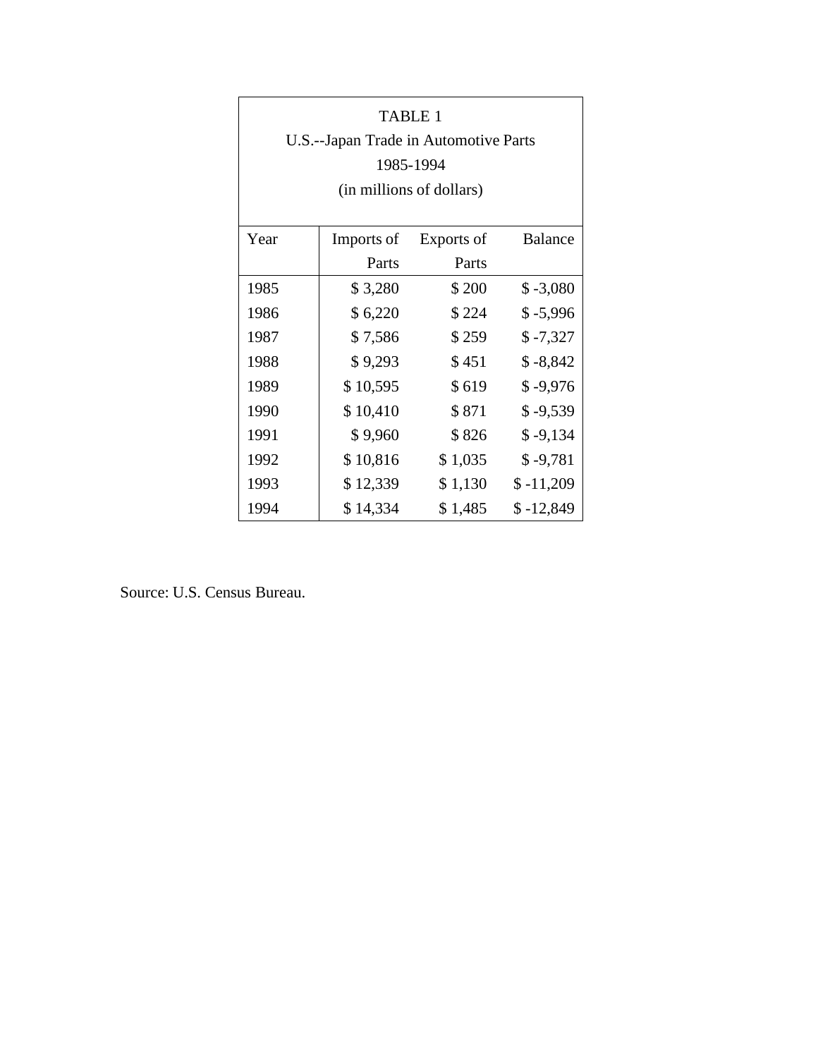TABLE 1

U.S.--Japan Trade in Automotive Parts

1985-1994

(in millions of dollars)

| Year | Imports of Parts | Exports of Parts | Balance |
|---|---|---|---|
| 1985 | $ 3,280 | $ 200 | $ -3,080 |
| 1986 | $ 6,220 | $ 224 | $ -5,996 |
| 1987 | $ 7,586 | $ 259 | $ -7,327 |
| 1988 | $ 9,293 | $ 451 | $ -8,842 |
| 1989 | $ 10,595 | $ 619 | $ -9,976 |
| 1990 | $ 10,410 | $ 871 | $ -9,539 |
| 1991 | $ 9,960 | $ 826 | $ -9,134 |
| 1992 | $ 10,816 | $ 1,035 | $ -9,781 |
| 1993 | $ 12,339 | $ 1,130 | $ -11,209 |
| 1994 | $ 14,334 | $ 1,485 | $ -12,849 |

Source: U.S. Census Bureau.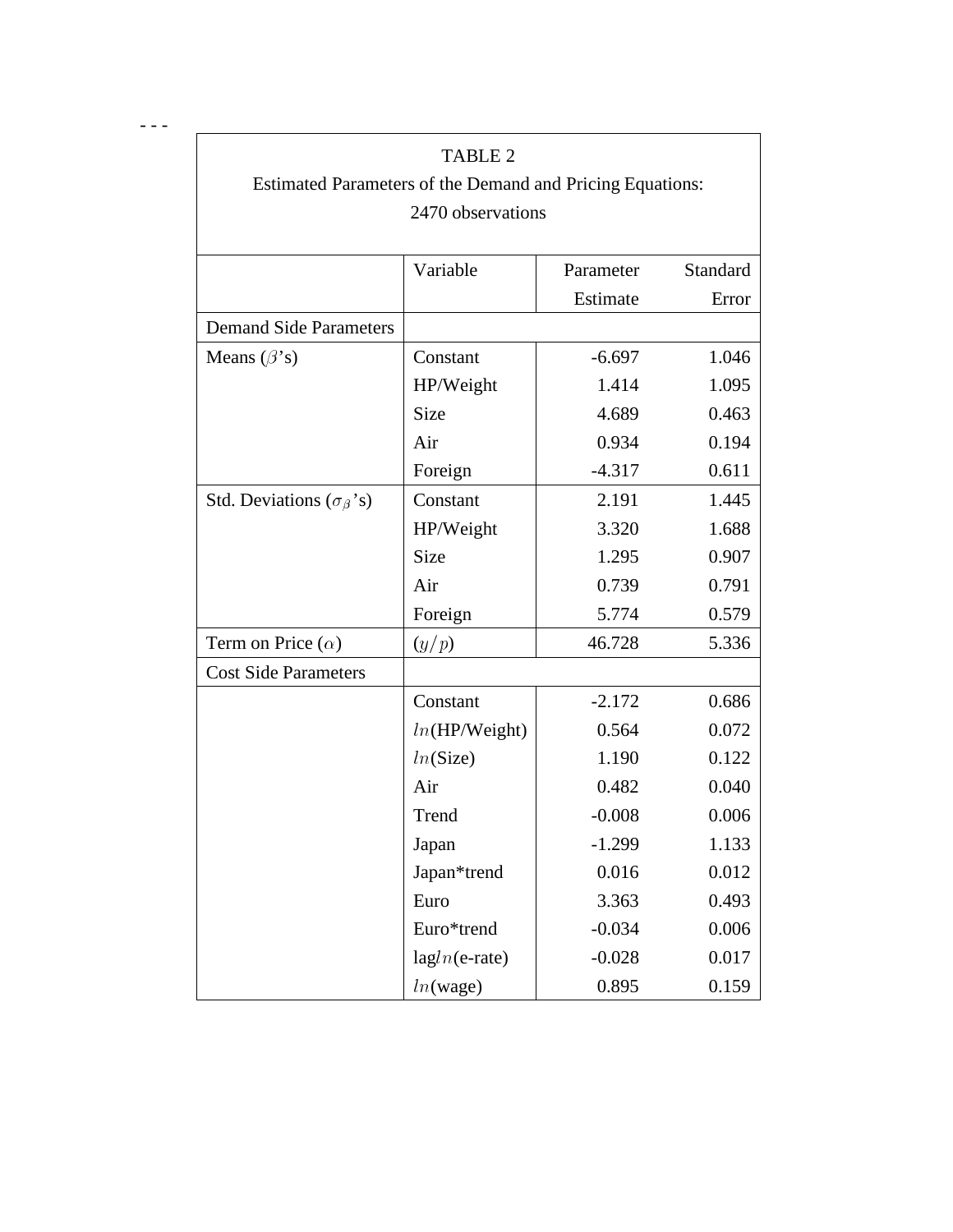- - -

TABLE 2

Estimated Parameters of the Demand and Pricing Equations:

2470 observations

| | Variable | Parameter Estimate | Standard Error |
|---|---|---|---|
| Demand Side Parameters | | | |
| Means ($\beta$'s) | Constant | -6.697 | 1.046 |
| | HP/Weight | 1.414 | 1.095 |
| | Size | 4.689 | 0.463 |
| | Air | 0.934 | 0.194 |
| | Foreign | -4.317 | 0.611 |
| Std. Deviations ($\sigma_\beta$'s) | Constant | 2.191 | 1.445 |
| | HP/Weight | 3.320 | 1.688 |
| | Size | 1.295 | 0.907 |
| | Air | 0.739 | 0.791 |
| | Foreign | 5.774 | 0.579 |
| Term on Price ($\alpha$) | $(y/p)$ | 46.728 | 5.336 |
| Cost Side Parameters | | | |
| | Constant | -2.172 | 0.686 |
| | $ln$(HP/Weight) | 0.564 | 0.072 |
| | $ln$(Size) | 1.190 | 0.122 |
| | Air | 0.482 | 0.040 |
| | Trend | -0.008 | 0.006 |
| | Japan | -1.299 | 1.133 |
| | Japan*trend | 0.016 | 0.012 |
| | Euro | 3.363 | 0.493 |
| | Euro*trend | -0.034 | 0.006 |
| | lag$ln$(e-rate) | -0.028 | 0.017 |
| | $ln$(wage) | 0.895 | 0.159 |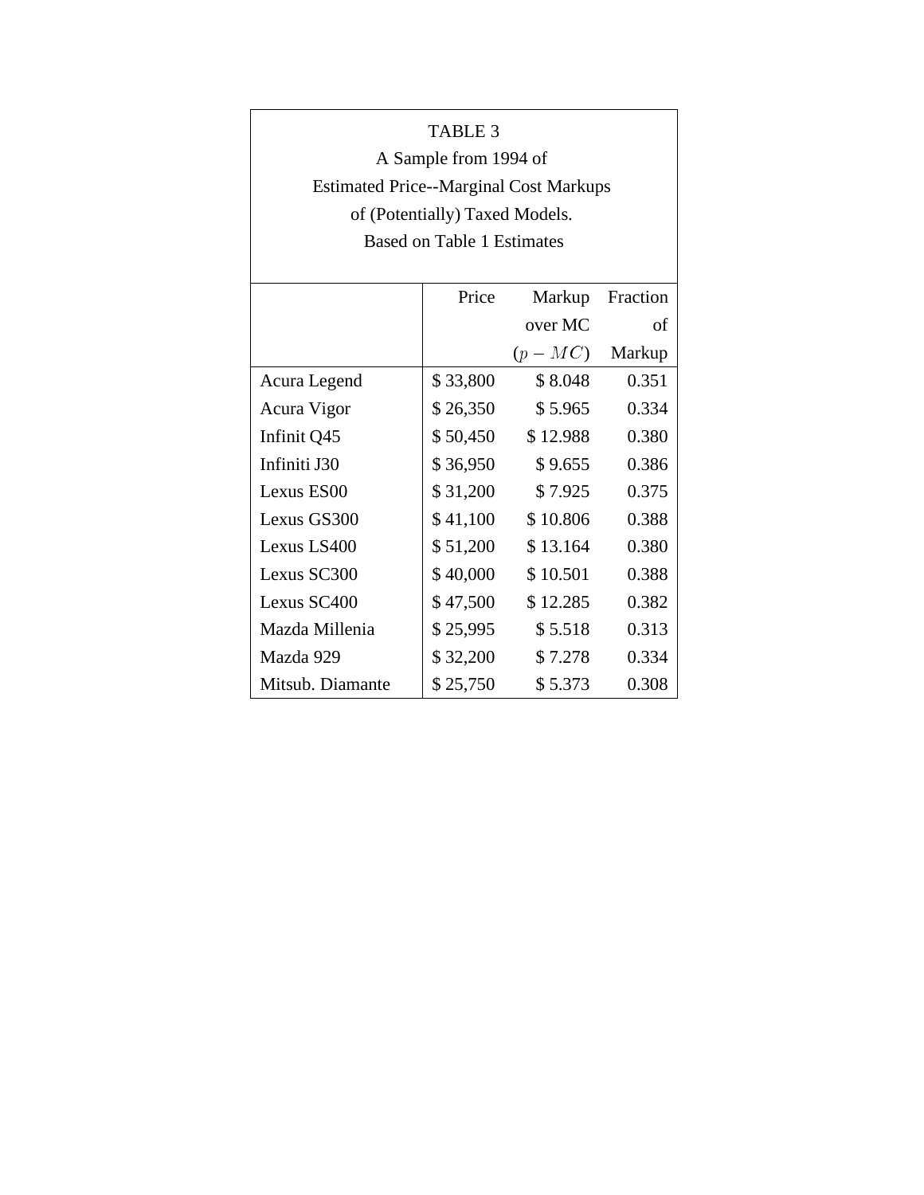TABLE 3

A Sample from 1994 of

Estimated Price--Marginal Cost Markups

of (Potentially) Taxed Models.

Based on Table 1 Estimates

| | Price | Markup over MC $(p - MC)$ | Fraction of Markup |
|---|---|---|---|
| Acura Legend | $ 33,800 | $ 8.048 | 0.351 |
| Acura Vigor | $ 26,350 | $ 5.965 | 0.334 |
| Infinit Q45 | $ 50,450 | $ 12.988 | 0.380 |
| Infiniti J30 | $ 36,950 | $ 9.655 | 0.386 |
| Lexus ES00 | $ 31,200 | $ 7.925 | 0.375 |
| Lexus GS300 | $ 41,100 | $ 10.806 | 0.388 |
| Lexus LS400 | $ 51,200 | $ 13.164 | 0.380 |
| Lexus SC300 | $ 40,000 | $ 10.501 | 0.388 |
| Lexus SC400 | $ 47,500 | $ 12.285 | 0.382 |
| Mazda Millenia | $ 25,995 | $ 5.518 | 0.313 |
| Mazda 929 | $ 32,200 | $ 7.278 | 0.334 |
| Mitsub. Diamante | $ 25,750 | $ 5.373 | 0.308 |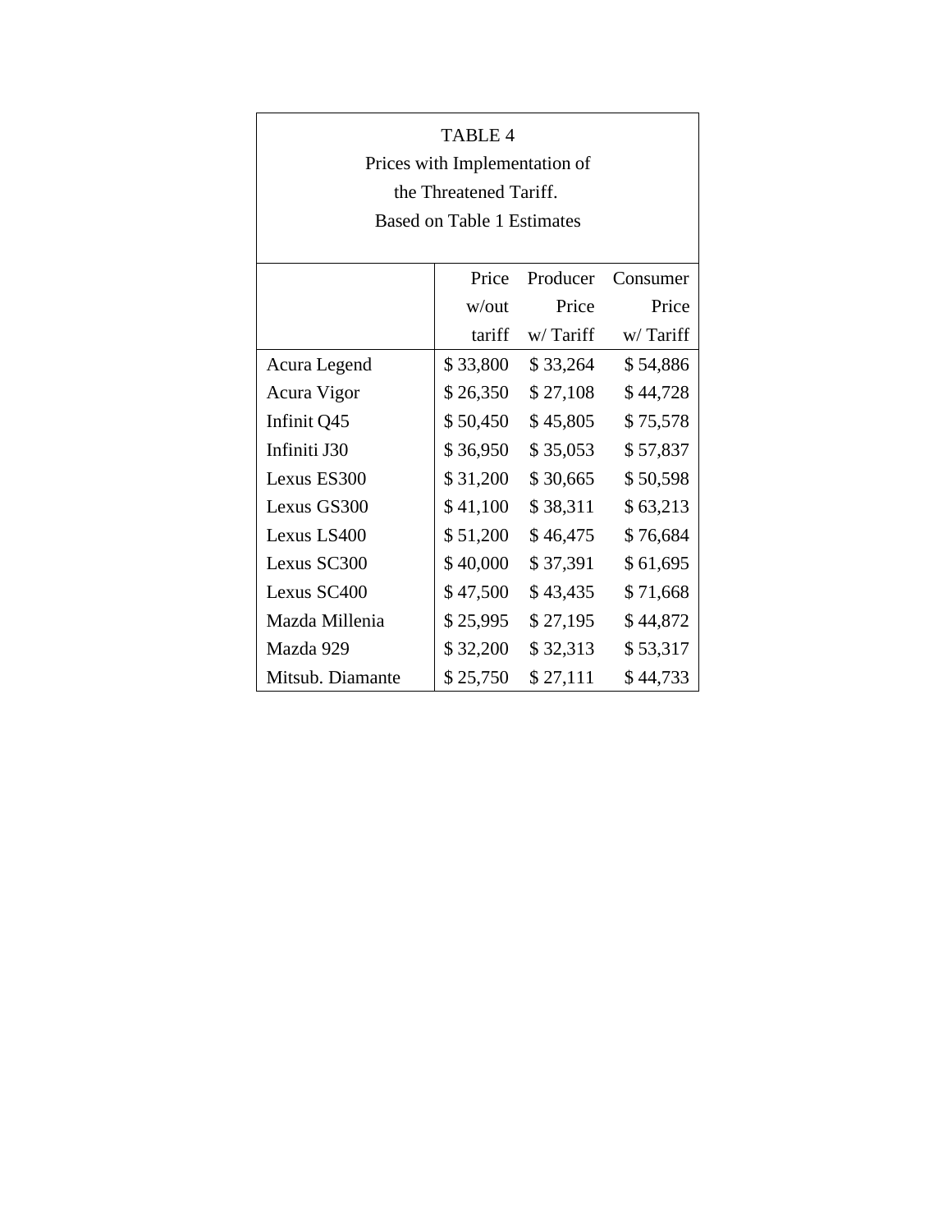TABLE 4

Prices with Implementation of the Threatened Tariff.

Based on Table 1 Estimates

| | Price w/out tariff | Producer Price w/ Tariff | Consumer Price w/ Tariff |
|---|---|---|---|
| Acura Legend | $ 33,800 | $ 33,264 | $ 54,886 |
| Acura Vigor | $ 26,350 | $ 27,108 | $ 44,728 |
| Infinit Q45 | $ 50,450 | $ 45,805 | $ 75,578 |
| Infiniti J30 | $ 36,950 | $ 35,053 | $ 57,837 |
| Lexus ES300 | $ 31,200 | $ 30,665 | $ 50,598 |
| Lexus GS300 | $ 41,100 | $ 38,311 | $ 63,213 |
| Lexus LS400 | $ 51,200 | $ 46,475 | $ 76,684 |
| Lexus SC300 | $ 40,000 | $ 37,391 | $ 61,695 |
| Lexus SC400 | $ 47,500 | $ 43,435 | $ 71,668 |
| Mazda Millenia | $ 25,995 | $ 27,195 | $ 44,872 |
| Mazda 929 | $ 32,200 | $ 32,313 | $ 53,317 |
| Mitsub. Diamante | $ 25,750 | $ 27,111 | $ 44,733 |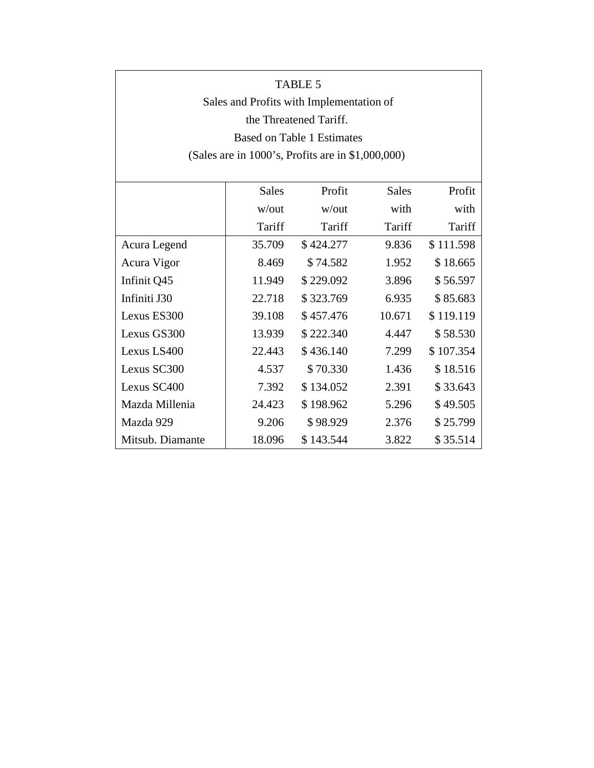TABLE 5

Sales and Profits with Implementation of the Threatened Tariff.

Based on Table 1 Estimates

(Sales are in 1000's, Profits are in $1,000,000)

| | Sales w/out Tariff | Profit w/out Tariff | Sales with Tariff | Profit with Tariff |
|---|---|---|---|---|
| Acura Legend | 35.709 | $ 424.277 | 9.836 | $ 111.598 |
| Acura Vigor | 8.469 | $ 74.582 | 1.952 | $ 18.665 |
| Infinit Q45 | 11.949 | $ 229.092 | 3.896 | $ 56.597 |
| Infiniti J30 | 22.718 | $ 323.769 | 6.935 | $ 85.683 |
| Lexus ES300 | 39.108 | $ 457.476 | 10.671 | $ 119.119 |
| Lexus GS300 | 13.939 | $ 222.340 | 4.447 | $ 58.530 |
| Lexus LS400 | 22.443 | $ 436.140 | 7.299 | $ 107.354 |
| Lexus SC300 | 4.537 | $ 70.330 | 1.436 | $ 18.516 |
| Lexus SC400 | 7.392 | $ 134.052 | 2.391 | $ 33.643 |
| Mazda Millenia | 24.423 | $ 198.962 | 5.296 | $ 49.505 |
| Mazda 929 | 9.206 | $ 98.929 | 2.376 | $ 25.799 |
| Mitsub. Diamante | 18.096 | $ 143.544 | 3.822 | $ 35.514 |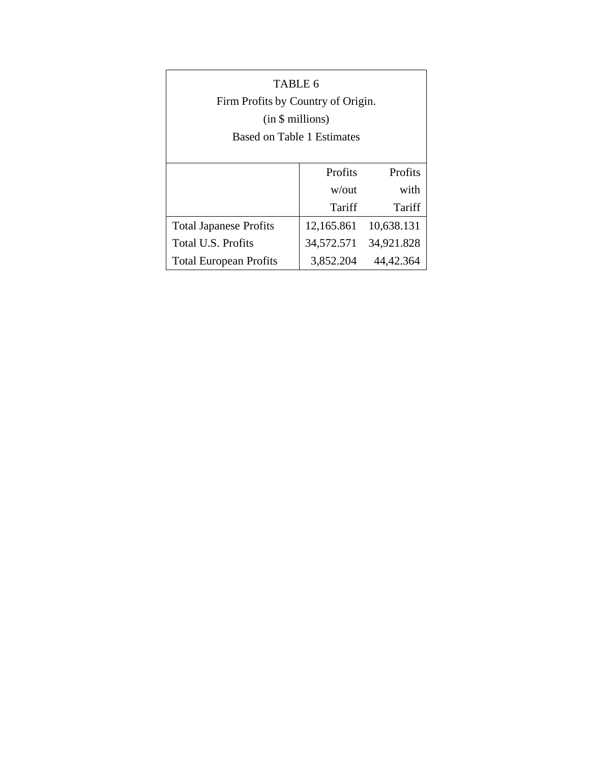TABLE 6
Firm Profits by Country of Origin.
(in $ millions)
Based on Table 1 Estimates

| | Profits w/out Tariff | Profits with Tariff |
|---|---|---|
| Total Japanese Profits | 12,165.861 | 10,638.131 |
| Total U.S. Profits | 34,572.571 | 34,921.828 |
| Total European Profits | 3,852.204 | 44,42.364 |